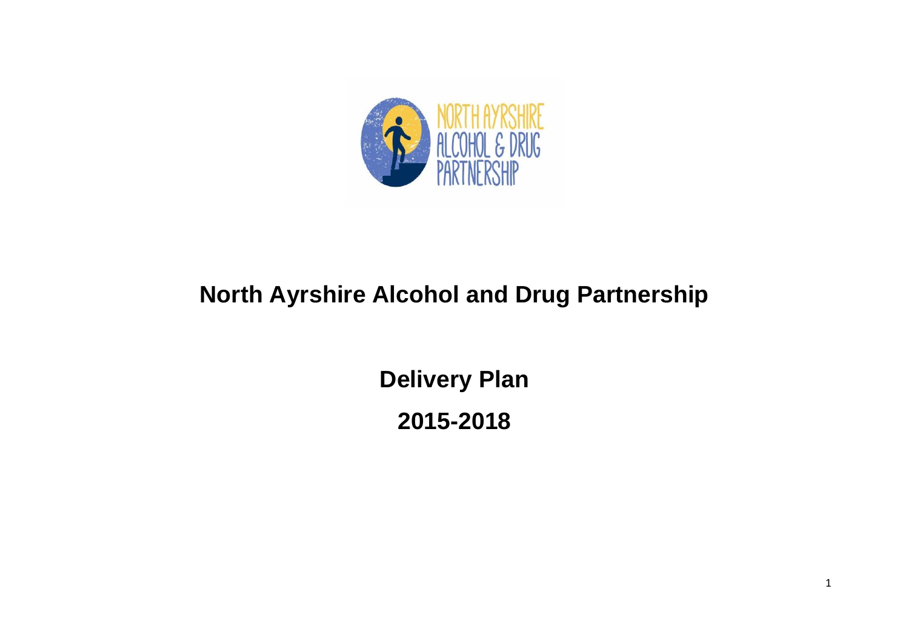# North Ayrshire Alcohol and Drug Partnership

## Delivery Plan

## 2015-2018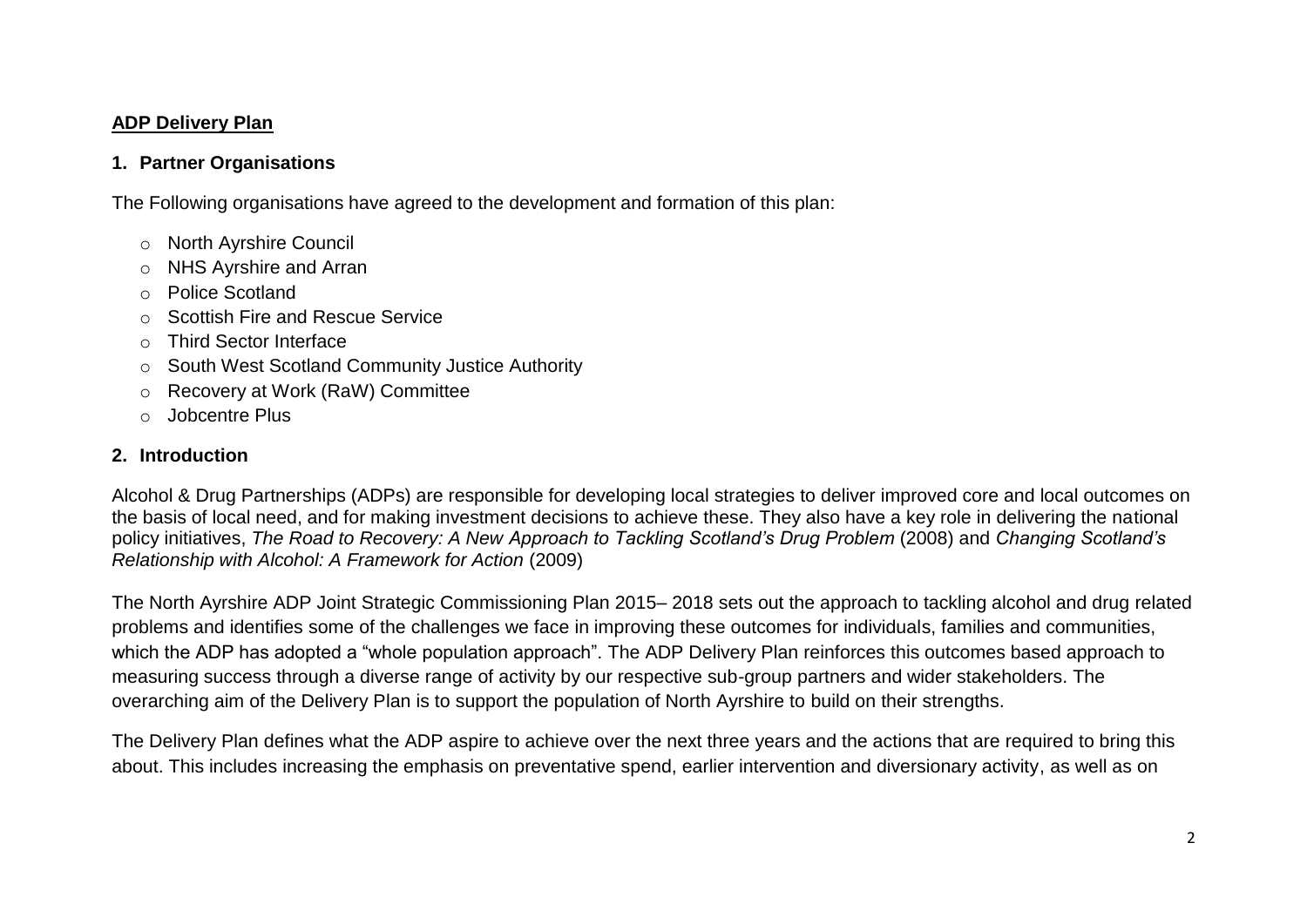## ADP Delivery Plan

### 1. Partner Organisations

The Following organisations have agreed to the development and formation of this plan:

- North Ayrshire Council
- NHS Ayrshire and Arran
- Police Scotland
- Scottish Fire and Rescue Service
- Third Sector Interface
- South West Scotland Community Justice Authority
- Recovery at Work (RaW) Committee
- Jobcentre Plus

### 2. Introduction

Alcohol & Drug Partnerships (ADPs) are responsible for developing local strategies to deliver improved core and local outcomes on the basis of local need, and for making investment decisions to achieve these. They also have a key role in delivering the national policy initiatives, *The Road to Recovery: A New Approach to Tackling Scotland's Drug Problem* (2008) and *Changing Scotland's Relationship with Alcohol: A Framework for Action* (2009)

The North Ayrshire ADP Joint Strategic Commissioning Plan 2015– 2018 sets out the approach to tackling alcohol and drug related problems and identifies some of the challenges we face in improving these outcomes for individuals, families and communities, which the ADP has adopted a "whole population approach". The ADP Delivery Plan reinforces this outcomes based approach to measuring success through a diverse range of activity by our respective sub-group partners and wider stakeholders. The overarching aim of the Delivery Plan is to support the population of North Ayrshire to build on their strengths.

The Delivery Plan defines what the ADP aspire to achieve over the next three years and the actions that are required to bring this about. This includes increasing the emphasis on preventative spend, earlier intervention and diversionary activity, as well as on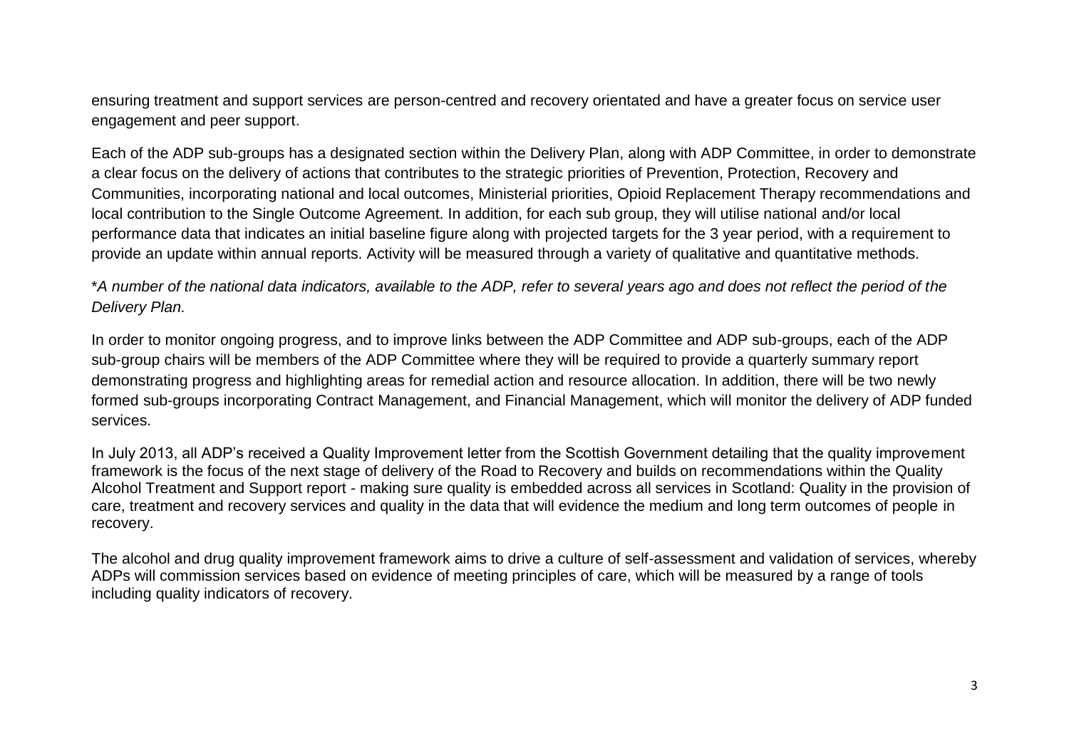ensuring treatment and support services are person-centred and recovery orientated and have a greater focus on service user engagement and peer support.

Each of the ADP sub-groups has a designated section within the Delivery Plan, along with ADP Committee, in order to demonstrate a clear focus on the delivery of actions that contributes to the strategic priorities of Prevention, Protection, Recovery and Communities, incorporating national and local outcomes, Ministerial priorities, Opioid Replacement Therapy recommendations and local contribution to the Single Outcome Agreement. In addition, for each sub group, they will utilise national and/or local performance data that indicates an initial baseline figure along with projected targets for the 3 year period, with a requirement to provide an update within annual reports. Activity will be measured through a variety of qualitative and quantitative methods.

\**A number of the national data indicators, available to the ADP, refer to several years ago and does not reflect the period of the Delivery Plan.*

In order to monitor ongoing progress, and to improve links between the ADP Committee and ADP sub-groups, each of the ADP sub-group chairs will be members of the ADP Committee where they will be required to provide a quarterly summary report demonstrating progress and highlighting areas for remedial action and resource allocation. In addition, there will be two newly formed sub-groups incorporating Contract Management, and Financial Management, which will monitor the delivery of ADP funded services.

In July 2013, all ADP's received a Quality Improvement letter from the Scottish Government detailing that the quality improvement framework is the focus of the next stage of delivery of the Road to Recovery and builds on recommendations within the Quality Alcohol Treatment and Support report - making sure quality is embedded across all services in Scotland: Quality in the provision of care, treatment and recovery services and quality in the data that will evidence the medium and long term outcomes of people in recovery.

The alcohol and drug quality improvement framework aims to drive a culture of self-assessment and validation of services, whereby ADPs will commission services based on evidence of meeting principles of care, which will be measured by a range of tools including quality indicators of recovery.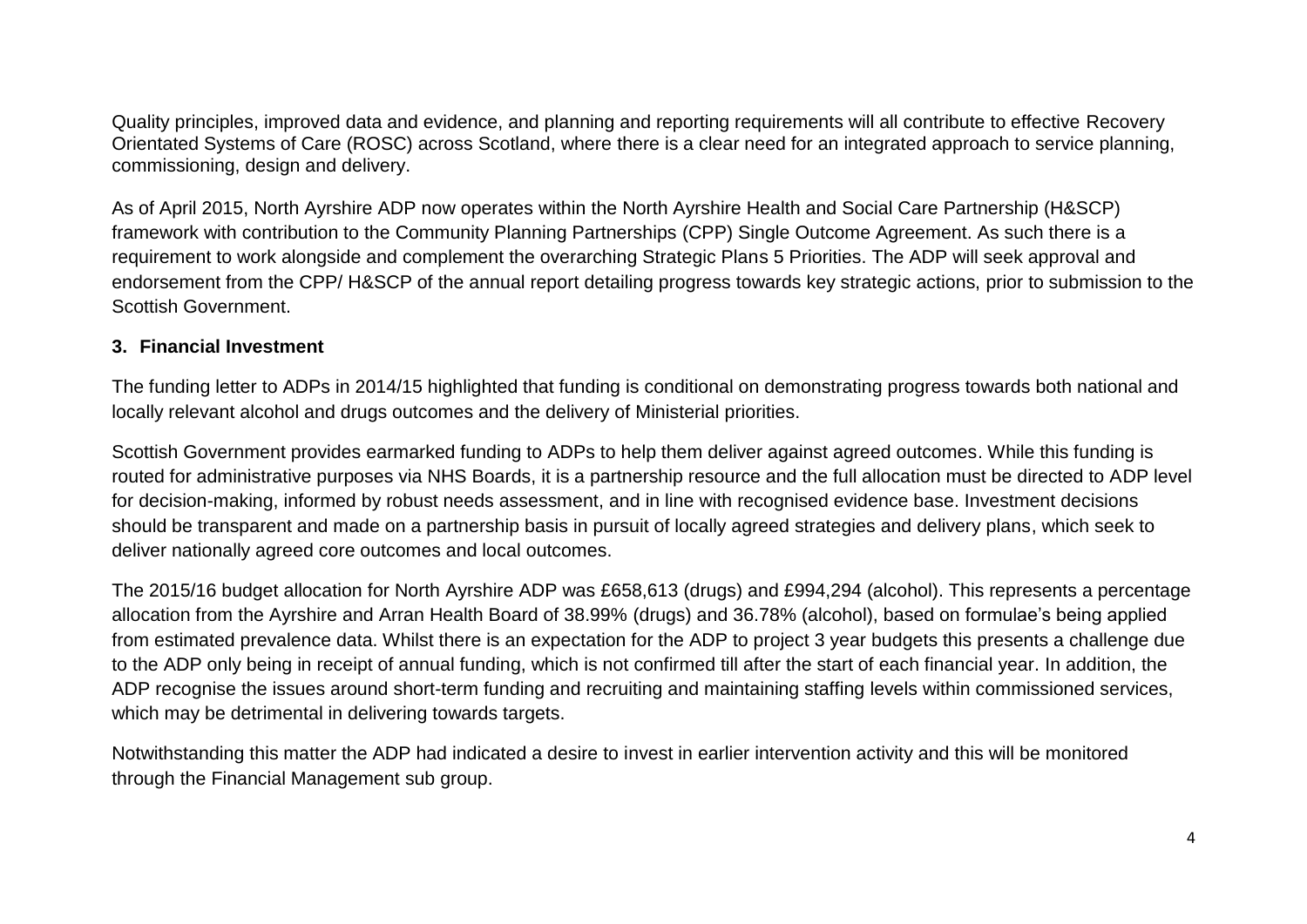Quality principles, improved data and evidence, and planning and reporting requirements will all contribute to effective Recovery Orientated Systems of Care (ROSC) across Scotland, where there is a clear need for an integrated approach to service planning, commissioning, design and delivery.

As of April 2015, North Ayrshire ADP now operates within the North Ayrshire Health and Social Care Partnership (H&SCP) framework with contribution to the Community Planning Partnerships (CPP) Single Outcome Agreement. As such there is a requirement to work alongside and complement the overarching Strategic Plans 5 Priorities. The ADP will seek approval and endorsement from the CPP/ H&SCP of the annual report detailing progress towards key strategic actions, prior to submission to the Scottish Government.

### 3. Financial Investment

The funding letter to ADPs in 2014/15 highlighted that funding is conditional on demonstrating progress towards both national and locally relevant alcohol and drugs outcomes and the delivery of Ministerial priorities.

Scottish Government provides earmarked funding to ADPs to help them deliver against agreed outcomes. While this funding is routed for administrative purposes via NHS Boards, it is a partnership resource and the full allocation must be directed to ADP level for decision-making, informed by robust needs assessment, and in line with recognised evidence base. Investment decisions should be transparent and made on a partnership basis in pursuit of locally agreed strategies and delivery plans, which seek to deliver nationally agreed core outcomes and local outcomes.

The 2015/16 budget allocation for North Ayrshire ADP was £658,613 (drugs) and £994,294 (alcohol). This represents a percentage allocation from the Ayrshire and Arran Health Board of 38.99% (drugs) and 36.78% (alcohol), based on formulae's being applied from estimated prevalence data. Whilst there is an expectation for the ADP to project 3 year budgets this presents a challenge due to the ADP only being in receipt of annual funding, which is not confirmed till after the start of each financial year. In addition, the ADP recognise the issues around short-term funding and recruiting and maintaining staffing levels within commissioned services, which may be detrimental in delivering towards targets.

Notwithstanding this matter the ADP had indicated a desire to invest in earlier intervention activity and this will be monitored through the Financial Management sub group.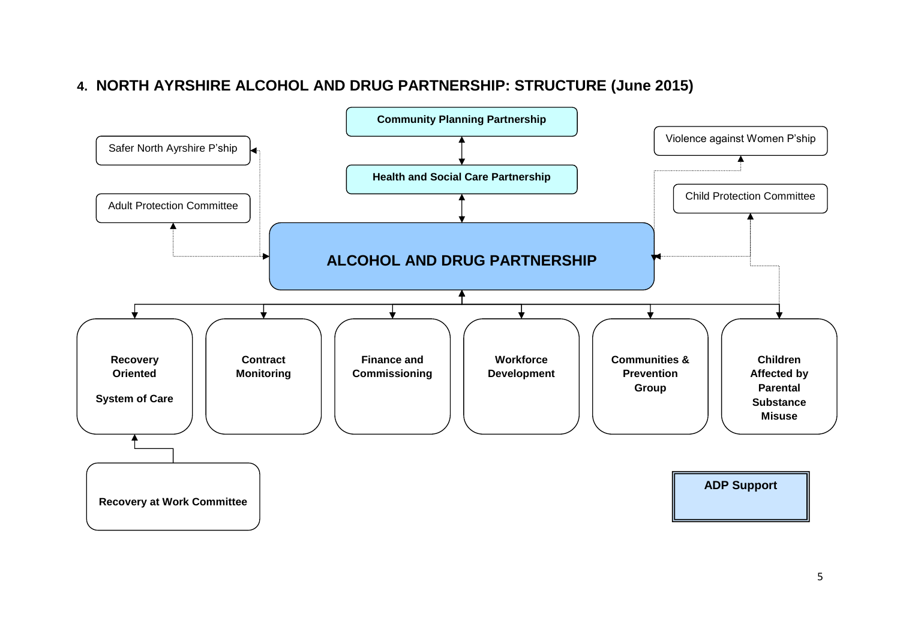## 4. NORTH AYRSHIRE ALCOHOL AND DRUG PARTNERSHIP: STRUCTURE (June 2015)

- Community Planning Partnership
- Health and Social Care Partnership
- Safer North Ayrshire P'ship
- Adult Protection Committee
- Violence against Women P'ship
- Child Protection Committee

**ALCOHOL AND DRUG PARTNERSHIP**

- Recovery Oriented System of Care
  - Recovery at Work Committee
- Contract Monitoring
- Finance and Commissioning
- Workforce Development
- Communities & Prevention Group
- Children Affected by Parental Substance Misuse

**ADP Support**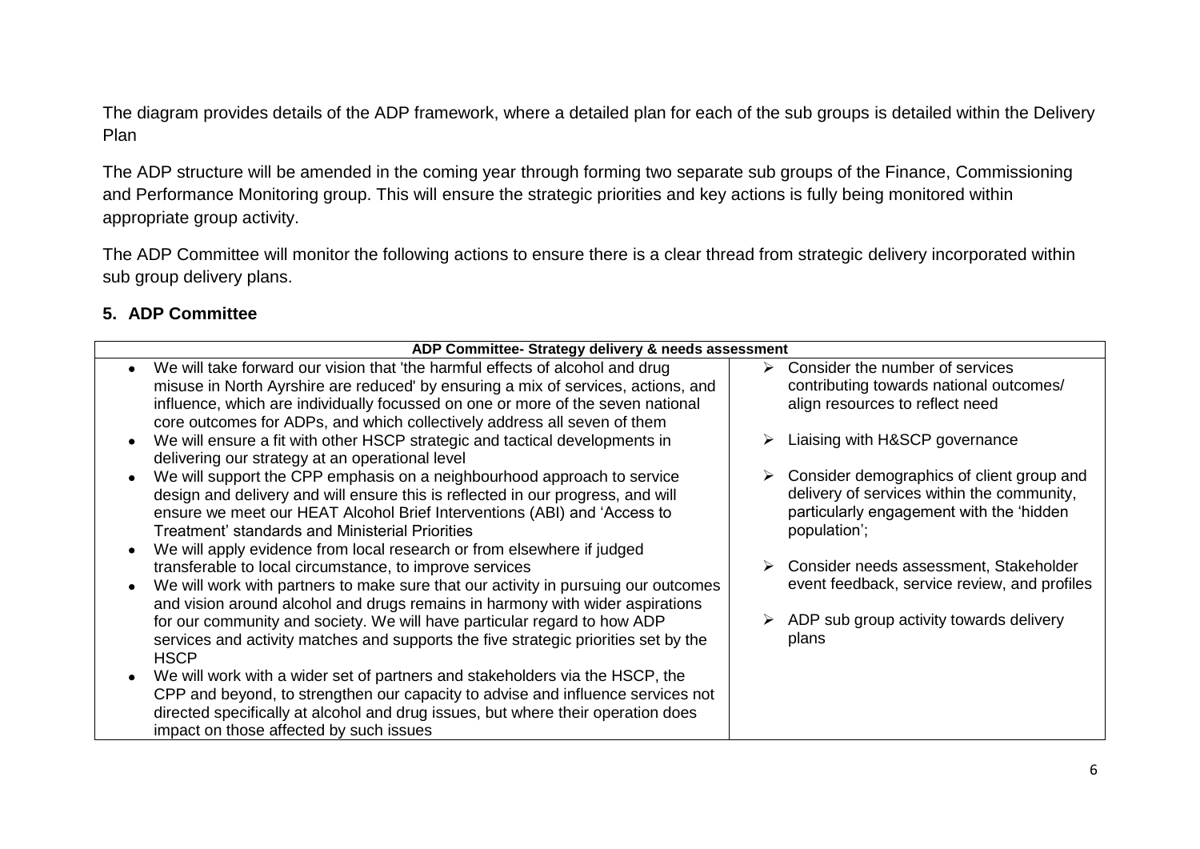The diagram provides details of the ADP framework, where a detailed plan for each of the sub groups is detailed within the Delivery Plan

The ADP structure will be amended in the coming year through forming two separate sub groups of the Finance, Commissioning and Performance Monitoring group. This will ensure the strategic priorities and key actions is fully being monitored within appropriate group activity.

The ADP Committee will monitor the following actions to ensure there is a clear thread from strategic delivery incorporated within sub group delivery plans.

## 5. ADP Committee

| ADP Committee- Strategy delivery & needs assessment | |
|---|---|
| • We will take forward our vision that 'the harmful effects of alcohol and drug misuse in North Ayrshire are reduced' by ensuring a mix of services, actions, and influence, which are individually focussed on one or more of the seven national core outcomes for ADPs, and which collectively address all seven of them<br>• We will ensure a fit with other HSCP strategic and tactical developments in delivering our strategy at an operational level<br>• We will support the CPP emphasis on a neighbourhood approach to service design and delivery and will ensure this is reflected in our progress, and will ensure we meet our HEAT Alcohol Brief Interventions (ABI) and 'Access to Treatment' standards and Ministerial Priorities<br>• We will apply evidence from local research or from elsewhere if judged transferable to local circumstance, to improve services<br>• We will work with partners to make sure that our activity in pursuing our outcomes and vision around alcohol and drugs remains in harmony with wider aspirations for our community and society. We will have particular regard to how ADP services and activity matches and supports the five strategic priorities set by the HSCP<br>• We will work with a wider set of partners and stakeholders via the HSCP, the CPP and beyond, to strengthen our capacity to advise and influence services not directed specifically at alcohol and drug issues, but where their operation does impact on those affected by such issues | ➢ Consider the number of services contributing towards national outcomes/ align resources to reflect need<br>➢ Liaising with H&SCP governance<br>➢ Consider demographics of client group and delivery of services within the community, particularly engagement with the 'hidden population';<br>➢ Consider needs assessment, Stakeholder event feedback, service review, and profiles<br>➢ ADP sub group activity towards delivery plans |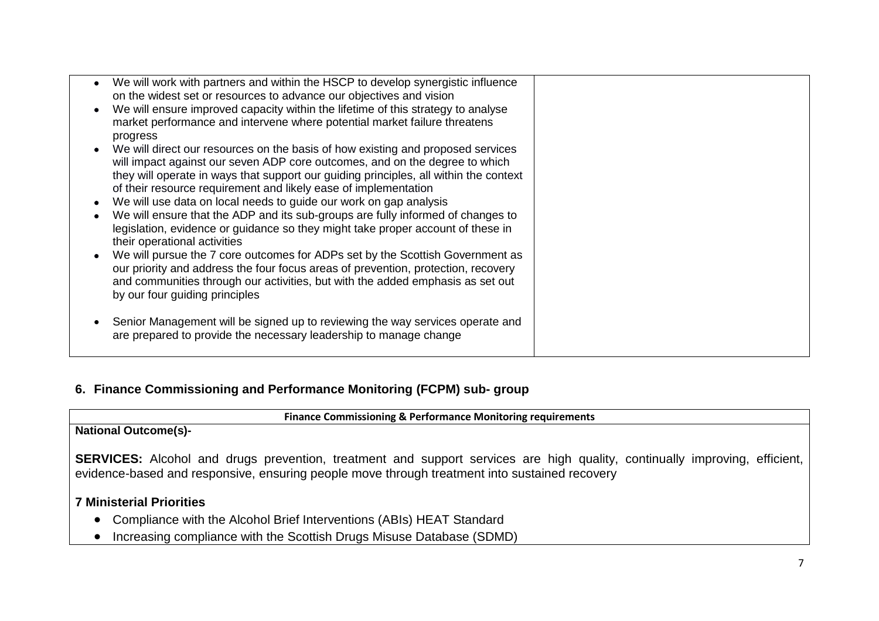| | |
|---|---|
| • We will work with partners and within the HSCP to develop synergistic influence on the widest set or resources to advance our objectives and vision<br>• We will ensure improved capacity within the lifetime of this strategy to analyse market performance and intervene where potential market failure threatens progress<br>• We will direct our resources on the basis of how existing and proposed services will impact against our seven ADP core outcomes, and on the degree to which they will operate in ways that support our guiding principles, all within the context of their resource requirement and likely ease of implementation<br>• We will use data on local needs to guide our work on gap analysis<br>• We will ensure that the ADP and its sub-groups are fully informed of changes to legislation, evidence or guidance so they might take proper account of these in their operational activities<br>• We will pursue the 7 core outcomes for ADPs set by the Scottish Government as our priority and address the four focus areas of prevention, protection, recovery and communities through our activities, but with the added emphasis as set out by our four guiding principles<br>• Senior Management will be signed up to reviewing the way services operate and are prepared to provide the necessary leadership to manage change | |

## 6. Finance Commissioning and Performance Monitoring (FCPM) sub- group

| Finance Commissioning & Performance Monitoring requirements |
|---|
| **National Outcome(s)-**<br><br>**SERVICES:** Alcohol and drugs prevention, treatment and support services are high quality, continually improving, efficient, evidence-based and responsive, ensuring people move through treatment into sustained recovery<br><br>**7 Ministerial Priorities**<br>• Compliance with the Alcohol Brief Interventions (ABIs) HEAT Standard<br>• Increasing compliance with the Scottish Drugs Misuse Database (SDMD) |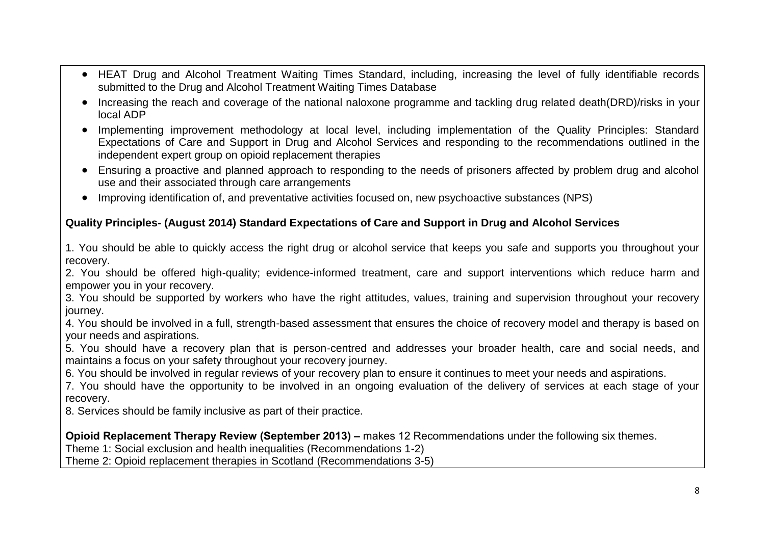- HEAT Drug and Alcohol Treatment Waiting Times Standard, including, increasing the level of fully identifiable records submitted to the Drug and Alcohol Treatment Waiting Times Database
- Increasing the reach and coverage of the national naloxone programme and tackling drug related death(DRD)/risks in your local ADP
- Implementing improvement methodology at local level, including implementation of the Quality Principles: Standard Expectations of Care and Support in Drug and Alcohol Services and responding to the recommendations outlined in the independent expert group on opioid replacement therapies
- Ensuring a proactive and planned approach to responding to the needs of prisoners affected by problem drug and alcohol use and their associated through care arrangements
- Improving identification of, and preventative activities focused on, new psychoactive substances (NPS)

**Quality Principles- (August 2014) Standard Expectations of Care and Support in Drug and Alcohol Services**

1. You should be able to quickly access the right drug or alcohol service that keeps you safe and supports you throughout your recovery.
2. You should be offered high-quality; evidence-informed treatment, care and support interventions which reduce harm and empower you in your recovery.
3. You should be supported by workers who have the right attitudes, values, training and supervision throughout your recovery journey.
4. You should be involved in a full, strength-based assessment that ensures the choice of recovery model and therapy is based on your needs and aspirations.
5. You should have a recovery plan that is person-centred and addresses your broader health, care and social needs, and maintains a focus on your safety throughout your recovery journey.
6. You should be involved in regular reviews of your recovery plan to ensure it continues to meet your needs and aspirations.
7. You should have the opportunity to be involved in an ongoing evaluation of the delivery of services at each stage of your recovery.
8. Services should be family inclusive as part of their practice.

**Opioid Replacement Therapy Review (September 2013) –** makes 12 Recommendations under the following six themes.

Theme 1: Social exclusion and health inequalities (Recommendations 1-2)

Theme 2: Opioid replacement therapies in Scotland (Recommendations 3-5)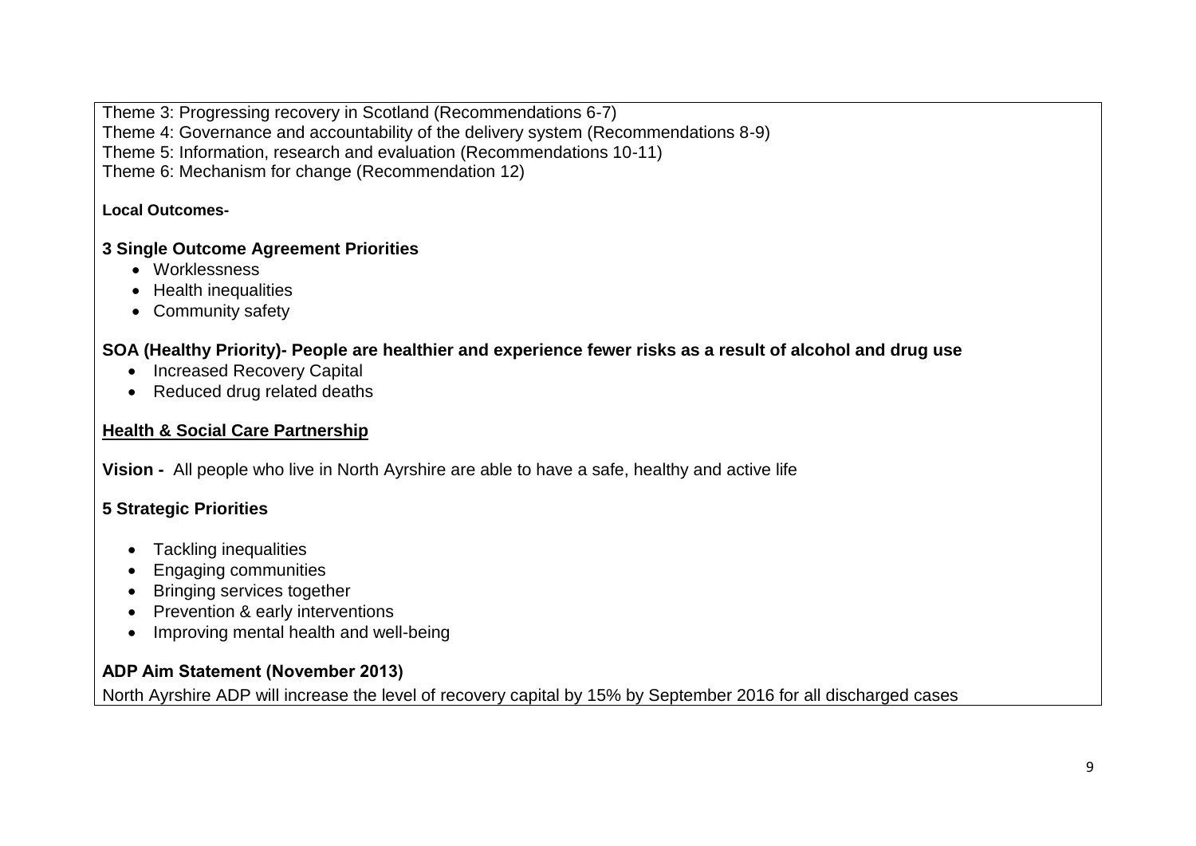Theme 3: Progressing recovery in Scotland (Recommendations 6-7)
Theme 4: Governance and accountability of the delivery system (Recommendations 8-9)
Theme 5: Information, research and evaluation (Recommendations 10-11)
Theme 6: Mechanism for change (Recommendation 12)

**Local Outcomes-**

**3 Single Outcome Agreement Priorities**

- Worklessness
- Health inequalities
- Community safety

**SOA (Healthy Priority)- People are healthier and experience fewer risks as a result of alcohol and drug use**

- Increased Recovery Capital
- Reduced drug related deaths

**Health & Social Care Partnership**

**Vision -** All people who live in North Ayrshire are able to have a safe, healthy and active life

**5 Strategic Priorities**

- Tackling inequalities
- Engaging communities
- Bringing services together
- Prevention & early interventions
- Improving mental health and well-being

**ADP Aim Statement (November 2013)**

North Ayrshire ADP will increase the level of recovery capital by 15% by September 2016 for all discharged cases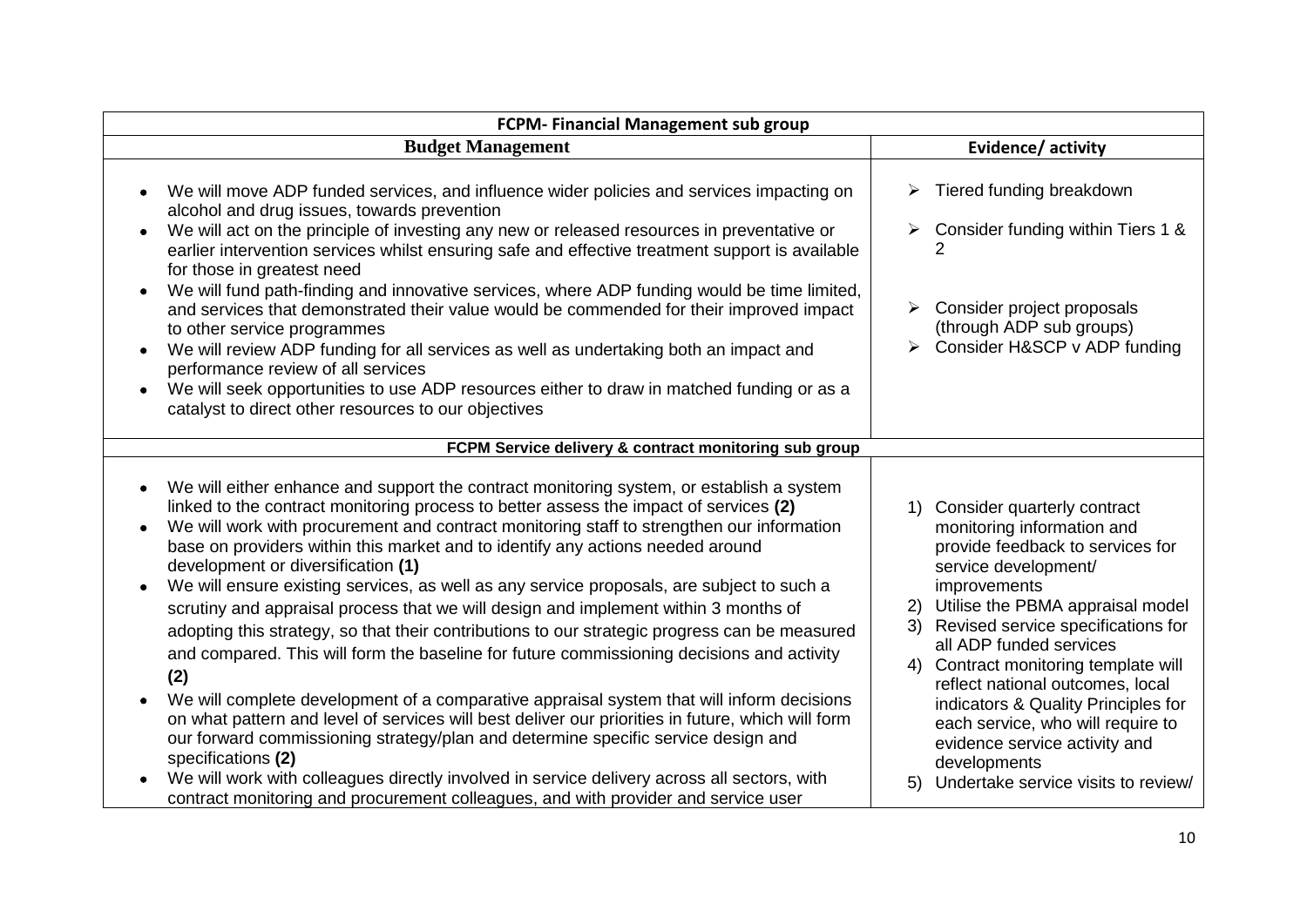| FCPM- Financial Management sub group | |
|---|---|
| **Budget Management** | **Evidence/ activity** |
| • We will move ADP funded services, and influence wider policies and services impacting on alcohol and drug issues, towards prevention<br>• We will act on the principle of investing any new or released resources in preventative or earlier intervention services whilst ensuring safe and effective treatment support is available for those in greatest need<br>• We will fund path-finding and innovative services, where ADP funding would be time limited, and services that demonstrated their value would be commended for their improved impact to other service programmes<br>• We will review ADP funding for all services as well as undertaking both an impact and performance review of all services<br>• We will seek opportunities to use ADP resources either to draw in matched funding or as a catalyst to direct other resources to our objectives | ➢ Tiered funding breakdown<br>➢ Consider funding within Tiers 1 & 2<br>➢ Consider project proposals (through ADP sub groups)<br>➢ Consider H&SCP v ADP funding |
| **FCPM Service delivery & contract monitoring sub group** | |
| • We will either enhance and support the contract monitoring system, or establish a system linked to the contract monitoring process to better assess the impact of services **(2)**<br>• We will work with procurement and contract monitoring staff to strengthen our information base on providers within this market and to identify any actions needed around development or diversification **(1)**<br>• We will ensure existing services, as well as any service proposals, are subject to such a scrutiny and appraisal process that we will design and implement within 3 months of adopting this strategy, so that their contributions to our strategic progress can be measured and compared. This will form the baseline for future commissioning decisions and activity **(2)**<br>• We will complete development of a comparative appraisal system that will inform decisions on what pattern and level of services will best deliver our priorities in future, which will form our forward commissioning strategy/plan and determine specific service design and specifications **(2)**<br>• We will work with colleagues directly involved in service delivery across all sectors, with contract monitoring and procurement colleagues, and with provider and service user | 1) Consider quarterly contract monitoring information and provide feedback to services for service development/ improvements<br>2) Utilise the PBMA appraisal model<br>3) Revised service specifications for all ADP funded services<br>4) Contract monitoring template will reflect national outcomes, local indicators & Quality Principles for each service, who will require to evidence service activity and developments<br>5) Undertake service visits to review/ |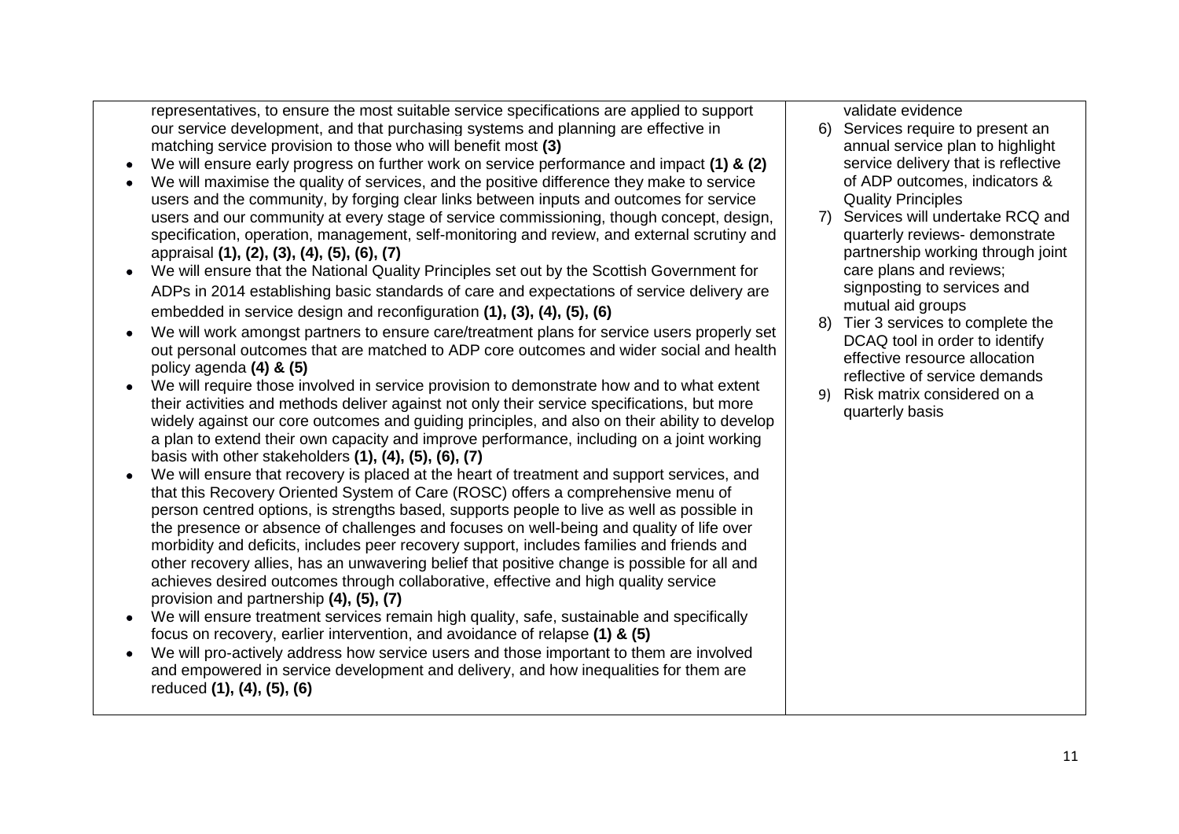| | |
|---|---|
| representatives, to ensure the most suitable service specifications are applied to support our service development, and that purchasing systems and planning are effective in matching service provision to those who will benefit most **(3)**<br>• We will ensure early progress on further work on service performance and impact **(1) & (2)**<br>• We will maximise the quality of services, and the positive difference they make to service users and the community, by forging clear links between inputs and outcomes for service users and our community at every stage of service commissioning, though concept, design, specification, operation, management, self-monitoring and review, and external scrutiny and appraisal **(1), (2), (3), (4), (5), (6), (7)**<br>• We will ensure that the National Quality Principles set out by the Scottish Government for ADPs in 2014 establishing basic standards of care and expectations of service delivery are embedded in service design and reconfiguration **(1), (3), (4), (5), (6)**<br>• We will work amongst partners to ensure care/treatment plans for service users properly set out personal outcomes that are matched to ADP core outcomes and wider social and health policy agenda **(4) & (5)**<br>• We will require those involved in service provision to demonstrate how and to what extent their activities and methods deliver against not only their service specifications, but more widely against our core outcomes and guiding principles, and also on their ability to develop a plan to extend their own capacity and improve performance, including on a joint working basis with other stakeholders **(1), (4), (5), (6), (7)**<br>• We will ensure that recovery is placed at the heart of treatment and support services, and that this Recovery Oriented System of Care (ROSC) offers a comprehensive menu of person centred options, is strengths based, supports people to live as well as possible in the presence or absence of challenges and focuses on well-being and quality of life over morbidity and deficits, includes peer recovery support, includes families and friends and other recovery allies, has an unwavering belief that positive change is possible for all and achieves desired outcomes through collaborative, effective and high quality service provision and partnership **(4), (5), (7)**<br>• We will ensure treatment services remain high quality, safe, sustainable and specifically focus on recovery, earlier intervention, and avoidance of relapse **(1) & (5)**<br>• We will pro-actively address how service users and those important to them are involved and empowered in service development and delivery, and how inequalities for them are reduced **(1), (4), (5), (6)** | validate evidence<br>6) Services require to present an annual service plan to highlight service delivery that is reflective of ADP outcomes, indicators & Quality Principles<br>7) Services will undertake RCQ and quarterly reviews- demonstrate partnership working through joint care plans and reviews; signposting to services and mutual aid groups<br>8) Tier 3 services to complete the DCAQ tool in order to identify effective resource allocation reflective of service demands<br>9) Risk matrix considered on a quarterly basis |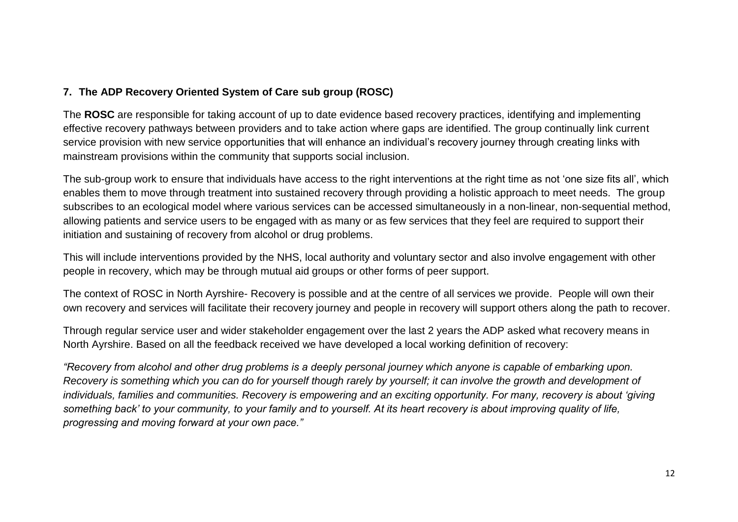## 7. The ADP Recovery Oriented System of Care sub group (ROSC)

The **ROSC** are responsible for taking account of up to date evidence based recovery practices, identifying and implementing effective recovery pathways between providers and to take action where gaps are identified. The group continually link current service provision with new service opportunities that will enhance an individual's recovery journey through creating links with mainstream provisions within the community that supports social inclusion.

The sub-group work to ensure that individuals have access to the right interventions at the right time as not 'one size fits all', which enables them to move through treatment into sustained recovery through providing a holistic approach to meet needs. The group subscribes to an ecological model where various services can be accessed simultaneously in a non-linear, non-sequential method, allowing patients and service users to be engaged with as many or as few services that they feel are required to support their initiation and sustaining of recovery from alcohol or drug problems.

This will include interventions provided by the NHS, local authority and voluntary sector and also involve engagement with other people in recovery, which may be through mutual aid groups or other forms of peer support.

The context of ROSC in North Ayrshire- Recovery is possible and at the centre of all services we provide. People will own their own recovery and services will facilitate their recovery journey and people in recovery will support others along the path to recover.

Through regular service user and wider stakeholder engagement over the last 2 years the ADP asked what recovery means in North Ayrshire. Based on all the feedback received we have developed a local working definition of recovery:

*"Recovery from alcohol and other drug problems is a deeply personal journey which anyone is capable of embarking upon. Recovery is something which you can do for yourself though rarely by yourself; it can involve the growth and development of individuals, families and communities. Recovery is empowering and an exciting opportunity. For many, recovery is about 'giving something back' to your community, to your family and to yourself. At its heart recovery is about improving quality of life, progressing and moving forward at your own pace."*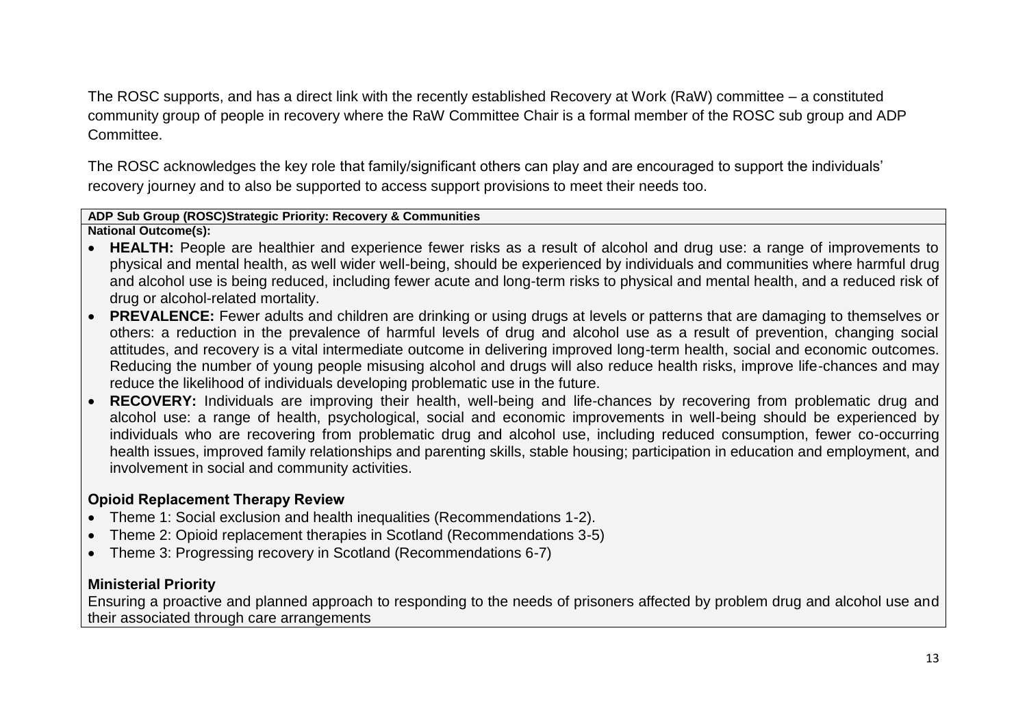The ROSC supports, and has a direct link with the recently established Recovery at Work (RaW) committee – a constituted community group of people in recovery where the RaW Committee Chair is a formal member of the ROSC sub group and ADP Committee.

The ROSC acknowledges the key role that family/significant others can play and are encouraged to support the individuals' recovery journey and to also be supported to access support provisions to meet their needs too.

| **ADP Sub Group (ROSC)Strategic Priority: Recovery & Communities** |
|---|
| **National Outcome(s):**<br>• **HEALTH:** People are healthier and experience fewer risks as a result of alcohol and drug use: a range of improvements to physical and mental health, as well wider well-being, should be experienced by individuals and communities where harmful drug and alcohol use is being reduced, including fewer acute and long-term risks to physical and mental health, and a reduced risk of drug or alcohol-related mortality.<br>• **PREVALENCE:** Fewer adults and children are drinking or using drugs at levels or patterns that are damaging to themselves or others: a reduction in the prevalence of harmful levels of drug and alcohol use as a result of prevention, changing social attitudes, and recovery is a vital intermediate outcome in delivering improved long-term health, social and economic outcomes. Reducing the number of young people misusing alcohol and drugs will also reduce health risks, improve life-chances and may reduce the likelihood of individuals developing problematic use in the future.<br>• **RECOVERY:** Individuals are improving their health, well-being and life-chances by recovering from problematic drug and alcohol use: a range of health, psychological, social and economic improvements in well-being should be experienced by individuals who are recovering from problematic drug and alcohol use, including reduced consumption, fewer co-occurring health issues, improved family relationships and parenting skills, stable housing; participation in education and employment, and involvement in social and community activities.<br><br>**Opioid Replacement Therapy Review**<br>• Theme 1: Social exclusion and health inequalities (Recommendations 1-2).<br>• Theme 2: Opioid replacement therapies in Scotland (Recommendations 3-5)<br>• Theme 3: Progressing recovery in Scotland (Recommendations 6-7)<br><br>**Ministerial Priority**<br>Ensuring a proactive and planned approach to responding to the needs of prisoners affected by problem drug and alcohol use and their associated through care arrangements |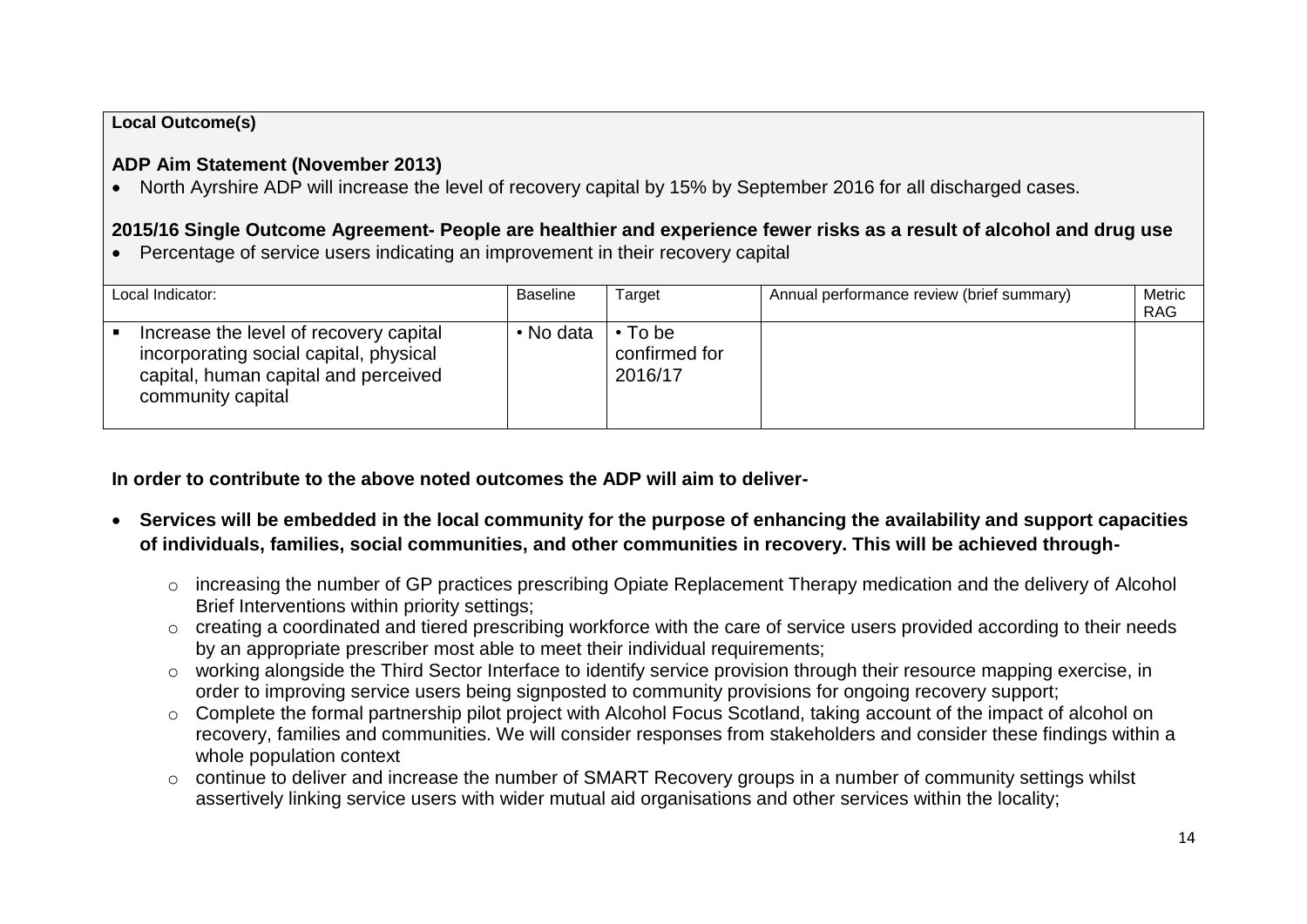**Local Outcome(s)**

**ADP Aim Statement (November 2013)**

- North Ayrshire ADP will increase the level of recovery capital by 15% by September 2016 for all discharged cases.

**2015/16 Single Outcome Agreement- People are healthier and experience fewer risks as a result of alcohol and drug use**

- Percentage of service users indicating an improvement in their recovery capital

| Local Indicator: | Baseline | Target | Annual performance review (brief summary) | Metric RAG |
|---|---|---|---|---|
| ▪ Increase the level of recovery capital incorporating social capital, physical capital, human capital and perceived community capital | • No data | • To be confirmed for 2016/17 | | |

**In order to contribute to the above noted outcomes the ADP will aim to deliver-**

- **Services will be embedded in the local community for the purpose of enhancing the availability and support capacities of individuals, families, social communities, and other communities in recovery. This will be achieved through-**
    - increasing the number of GP practices prescribing Opiate Replacement Therapy medication and the delivery of Alcohol Brief Interventions within priority settings;
    - creating a coordinated and tiered prescribing workforce with the care of service users provided according to their needs by an appropriate prescriber most able to meet their individual requirements;
    - working alongside the Third Sector Interface to identify service provision through their resource mapping exercise, in order to improving service users being signposted to community provisions for ongoing recovery support;
    - Complete the formal partnership pilot project with Alcohol Focus Scotland, taking account of the impact of alcohol on recovery, families and communities. We will consider responses from stakeholders and consider these findings within a whole population context
    - continue to deliver and increase the number of SMART Recovery groups in a number of community settings whilst assertively linking service users with wider mutual aid organisations and other services within the locality;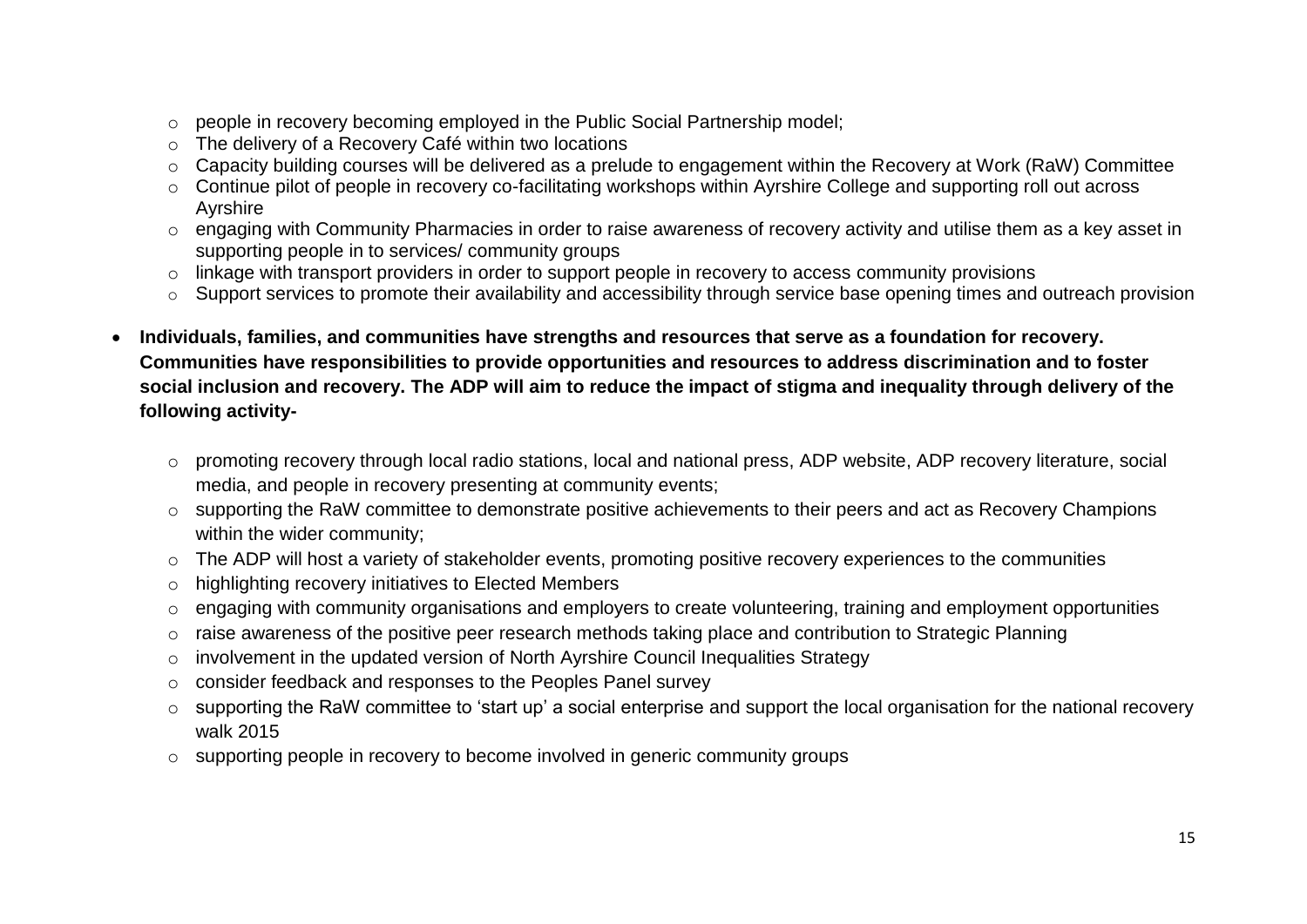- people in recovery becoming employed in the Public Social Partnership model;
- The delivery of a Recovery Café within two locations
- Capacity building courses will be delivered as a prelude to engagement within the Recovery at Work (RaW) Committee
- Continue pilot of people in recovery co-facilitating workshops within Ayrshire College and supporting roll out across Ayrshire
- engaging with Community Pharmacies in order to raise awareness of recovery activity and utilise them as a key asset in supporting people in to services/ community groups
- linkage with transport providers in order to support people in recovery to access community provisions
- Support services to promote their availability and accessibility through service base opening times and outreach provision

- **Individuals, families, and communities have strengths and resources that serve as a foundation for recovery. Communities have responsibilities to provide opportunities and resources to address discrimination and to foster social inclusion and recovery. The ADP will aim to reduce the impact of stigma and inequality through delivery of the following activity-**

  - promoting recovery through local radio stations, local and national press, ADP website, ADP recovery literature, social media, and people in recovery presenting at community events;
  - supporting the RaW committee to demonstrate positive achievements to their peers and act as Recovery Champions within the wider community;
  - The ADP will host a variety of stakeholder events, promoting positive recovery experiences to the communities
  - highlighting recovery initiatives to Elected Members
  - engaging with community organisations and employers to create volunteering, training and employment opportunities
  - raise awareness of the positive peer research methods taking place and contribution to Strategic Planning
  - involvement in the updated version of North Ayrshire Council Inequalities Strategy
  - consider feedback and responses to the Peoples Panel survey
  - supporting the RaW committee to 'start up' a social enterprise and support the local organisation for the national recovery walk 2015
  - supporting people in recovery to become involved in generic community groups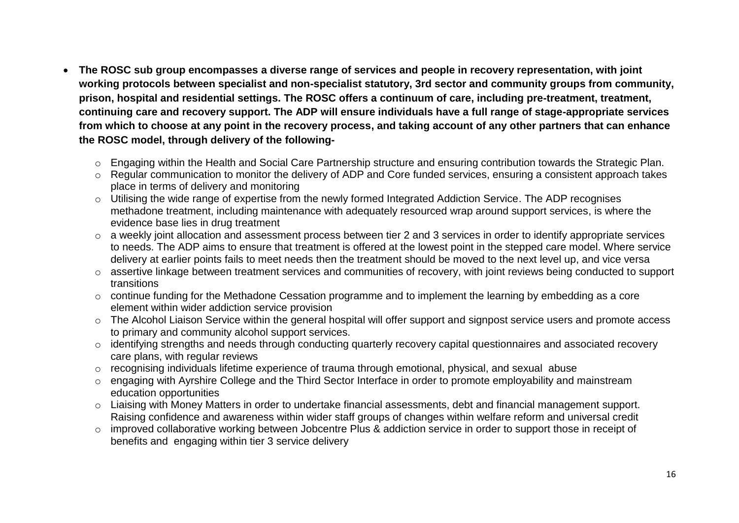- **The ROSC sub group encompasses a diverse range of services and people in recovery representation, with joint working protocols between specialist and non-specialist statutory, 3rd sector and community groups from community, prison, hospital and residential settings. The ROSC offers a continuum of care, including pre-treatment, treatment, continuing care and recovery support. The ADP will ensure individuals have a full range of stage-appropriate services from which to choose at any point in the recovery process, and taking account of any other partners that can enhance the ROSC model, through delivery of the following-**
  - Engaging within the Health and Social Care Partnership structure and ensuring contribution towards the Strategic Plan.
  - Regular communication to monitor the delivery of ADP and Core funded services, ensuring a consistent approach takes place in terms of delivery and monitoring
  - Utilising the wide range of expertise from the newly formed Integrated Addiction Service. The ADP recognises methadone treatment, including maintenance with adequately resourced wrap around support services, is where the evidence base lies in drug treatment
  - a weekly joint allocation and assessment process between tier 2 and 3 services in order to identify appropriate services to needs. The ADP aims to ensure that treatment is offered at the lowest point in the stepped care model. Where service delivery at earlier points fails to meet needs then the treatment should be moved to the next level up, and vice versa
  - assertive linkage between treatment services and communities of recovery, with joint reviews being conducted to support transitions
  - continue funding for the Methadone Cessation programme and to implement the learning by embedding as a core element within wider addiction service provision
  - The Alcohol Liaison Service within the general hospital will offer support and signpost service users and promote access to primary and community alcohol support services.
  - identifying strengths and needs through conducting quarterly recovery capital questionnaires and associated recovery care plans, with regular reviews
  - recognising individuals lifetime experience of trauma through emotional, physical, and sexual abuse
  - engaging with Ayrshire College and the Third Sector Interface in order to promote employability and mainstream education opportunities
  - Liaising with Money Matters in order to undertake financial assessments, debt and financial management support. Raising confidence and awareness within wider staff groups of changes within welfare reform and universal credit
  - improved collaborative working between Jobcentre Plus & addiction service in order to support those in receipt of benefits and engaging within tier 3 service delivery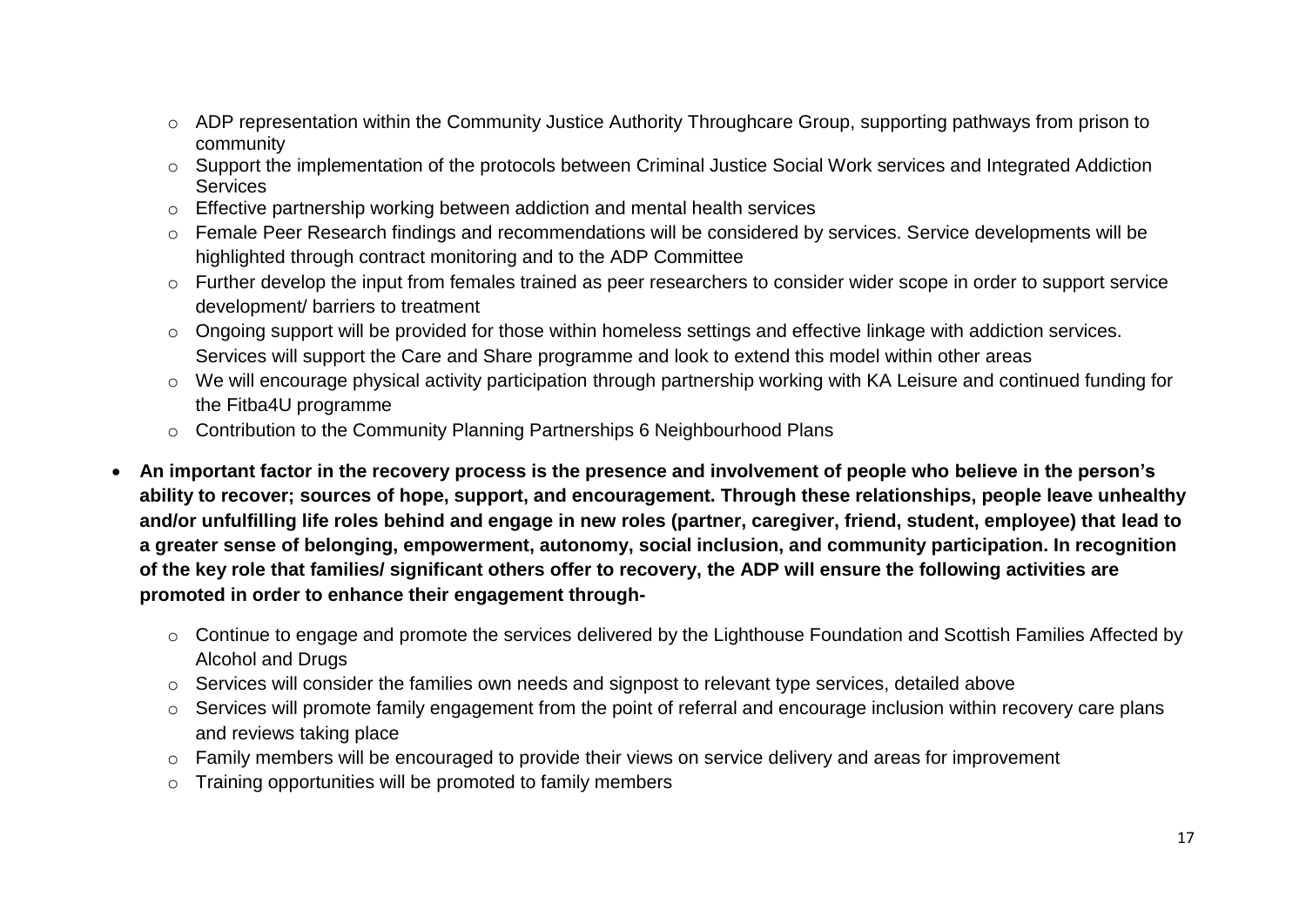- ADP representation within the Community Justice Authority Throughcare Group, supporting pathways from prison to community
  - Support the implementation of the protocols between Criminal Justice Social Work services and Integrated Addiction Services
  - Effective partnership working between addiction and mental health services
  - Female Peer Research findings and recommendations will be considered by services. Service developments will be highlighted through contract monitoring and to the ADP Committee
  - Further develop the input from females trained as peer researchers to consider wider scope in order to support service development/ barriers to treatment
  - Ongoing support will be provided for those within homeless settings and effective linkage with addiction services. Services will support the Care and Share programme and look to extend this model within other areas
  - We will encourage physical activity participation through partnership working with KA Leisure and continued funding for the Fitba4U programme
  - Contribution to the Community Planning Partnerships 6 Neighbourhood Plans

- **An important factor in the recovery process is the presence and involvement of people who believe in the person's ability to recover; sources of hope, support, and encouragement. Through these relationships, people leave unhealthy and/or unfulfilling life roles behind and engage in new roles (partner, caregiver, friend, student, employee) that lead to a greater sense of belonging, empowerment, autonomy, social inclusion, and community participation. In recognition of the key role that families/ significant others offer to recovery, the ADP will ensure the following activities are promoted in order to enhance their engagement through-**

  - Continue to engage and promote the services delivered by the Lighthouse Foundation and Scottish Families Affected by Alcohol and Drugs
  - Services will consider the families own needs and signpost to relevant type services, detailed above
  - Services will promote family engagement from the point of referral and encourage inclusion within recovery care plans and reviews taking place
  - Family members will be encouraged to provide their views on service delivery and areas for improvement
  - Training opportunities will be promoted to family members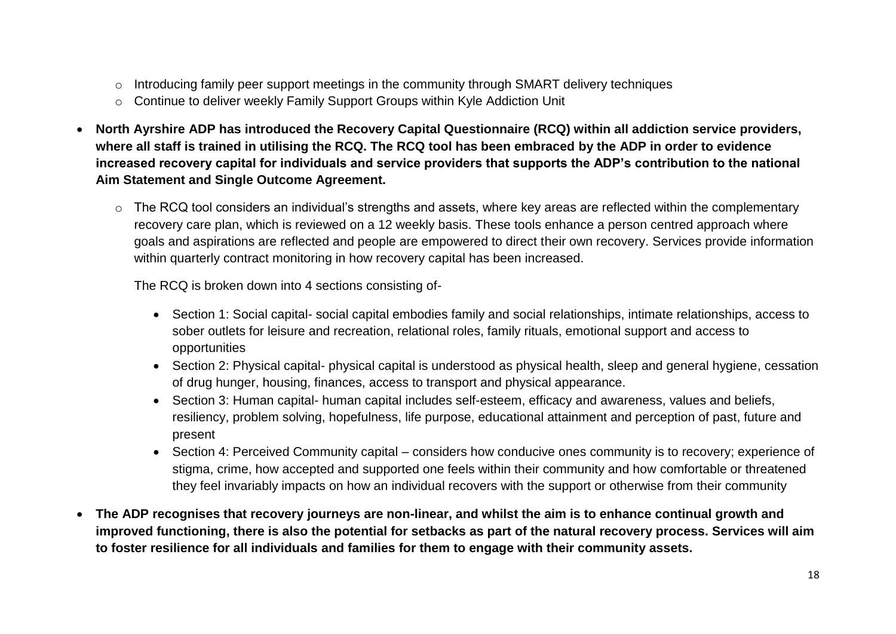- Introducing family peer support meetings in the community through SMART delivery techniques
  - Continue to deliver weekly Family Support Groups within Kyle Addiction Unit

- **North Ayrshire ADP has introduced the Recovery Capital Questionnaire (RCQ) within all addiction service providers, where all staff is trained in utilising the RCQ. The RCQ tool has been embraced by the ADP in order to evidence increased recovery capital for individuals and service providers that supports the ADP's contribution to the national Aim Statement and Single Outcome Agreement.**

  - The RCQ tool considers an individual's strengths and assets, where key areas are reflected within the complementary recovery care plan, which is reviewed on a 12 weekly basis. These tools enhance a person centred approach where goals and aspirations are reflected and people are empowered to direct their own recovery. Services provide information within quarterly contract monitoring in how recovery capital has been increased.

    The RCQ is broken down into 4 sections consisting of-

    - Section 1: Social capital- social capital embodies family and social relationships, intimate relationships, access to sober outlets for leisure and recreation, relational roles, family rituals, emotional support and access to opportunities
    - Section 2: Physical capital- physical capital is understood as physical health, sleep and general hygiene, cessation of drug hunger, housing, finances, access to transport and physical appearance.
    - Section 3: Human capital- human capital includes self-esteem, efficacy and awareness, values and beliefs, resiliency, problem solving, hopefulness, life purpose, educational attainment and perception of past, future and present
    - Section 4: Perceived Community capital – considers how conducive ones community is to recovery; experience of stigma, crime, how accepted and supported one feels within their community and how comfortable or threatened they feel invariably impacts on how an individual recovers with the support or otherwise from their community

- **The ADP recognises that recovery journeys are non-linear, and whilst the aim is to enhance continual growth and improved functioning, there is also the potential for setbacks as part of the natural recovery process. Services will aim to foster resilience for all individuals and families for them to engage with their community assets.**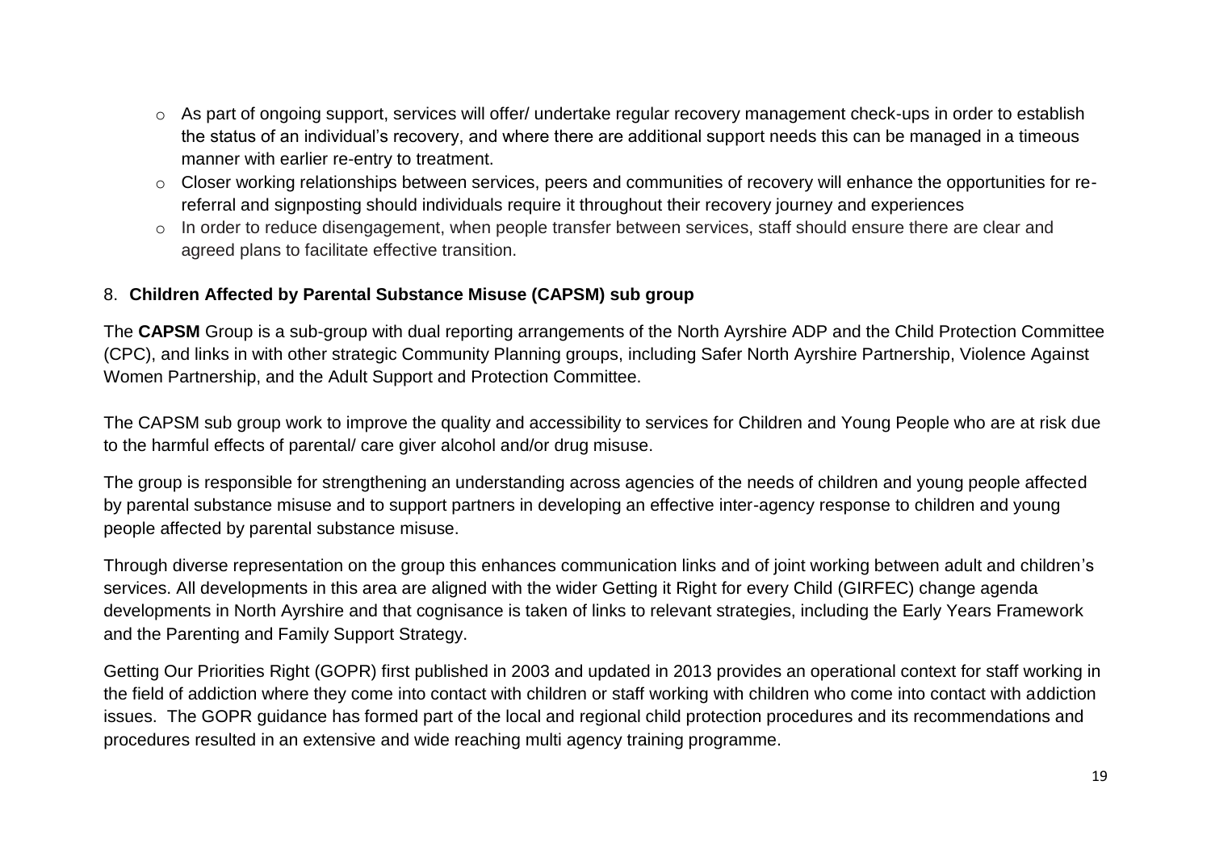- As part of ongoing support, services will offer/ undertake regular recovery management check-ups in order to establish the status of an individual's recovery, and where there are additional support needs this can be managed in a timeous manner with earlier re-entry to treatment.
- Closer working relationships between services, peers and communities of recovery will enhance the opportunities for re-referral and signposting should individuals require it throughout their recovery journey and experiences
- In order to reduce disengagement, when people transfer between services, staff should ensure there are clear and agreed plans to facilitate effective transition.

## 8. Children Affected by Parental Substance Misuse (CAPSM) sub group

The **CAPSM** Group is a sub-group with dual reporting arrangements of the North Ayrshire ADP and the Child Protection Committee (CPC), and links in with other strategic Community Planning groups, including Safer North Ayrshire Partnership, Violence Against Women Partnership, and the Adult Support and Protection Committee.

The CAPSM sub group work to improve the quality and accessibility to services for Children and Young People who are at risk due to the harmful effects of parental/ care giver alcohol and/or drug misuse.

The group is responsible for strengthening an understanding across agencies of the needs of children and young people affected by parental substance misuse and to support partners in developing an effective inter-agency response to children and young people affected by parental substance misuse.

Through diverse representation on the group this enhances communication links and of joint working between adult and children's services. All developments in this area are aligned with the wider Getting it Right for every Child (GIRFEC) change agenda developments in North Ayrshire and that cognisance is taken of links to relevant strategies, including the Early Years Framework and the Parenting and Family Support Strategy.

Getting Our Priorities Right (GOPR) first published in 2003 and updated in 2013 provides an operational context for staff working in the field of addiction where they come into contact with children or staff working with children who come into contact with addiction issues. The GOPR guidance has formed part of the local and regional child protection procedures and its recommendations and procedures resulted in an extensive and wide reaching multi agency training programme.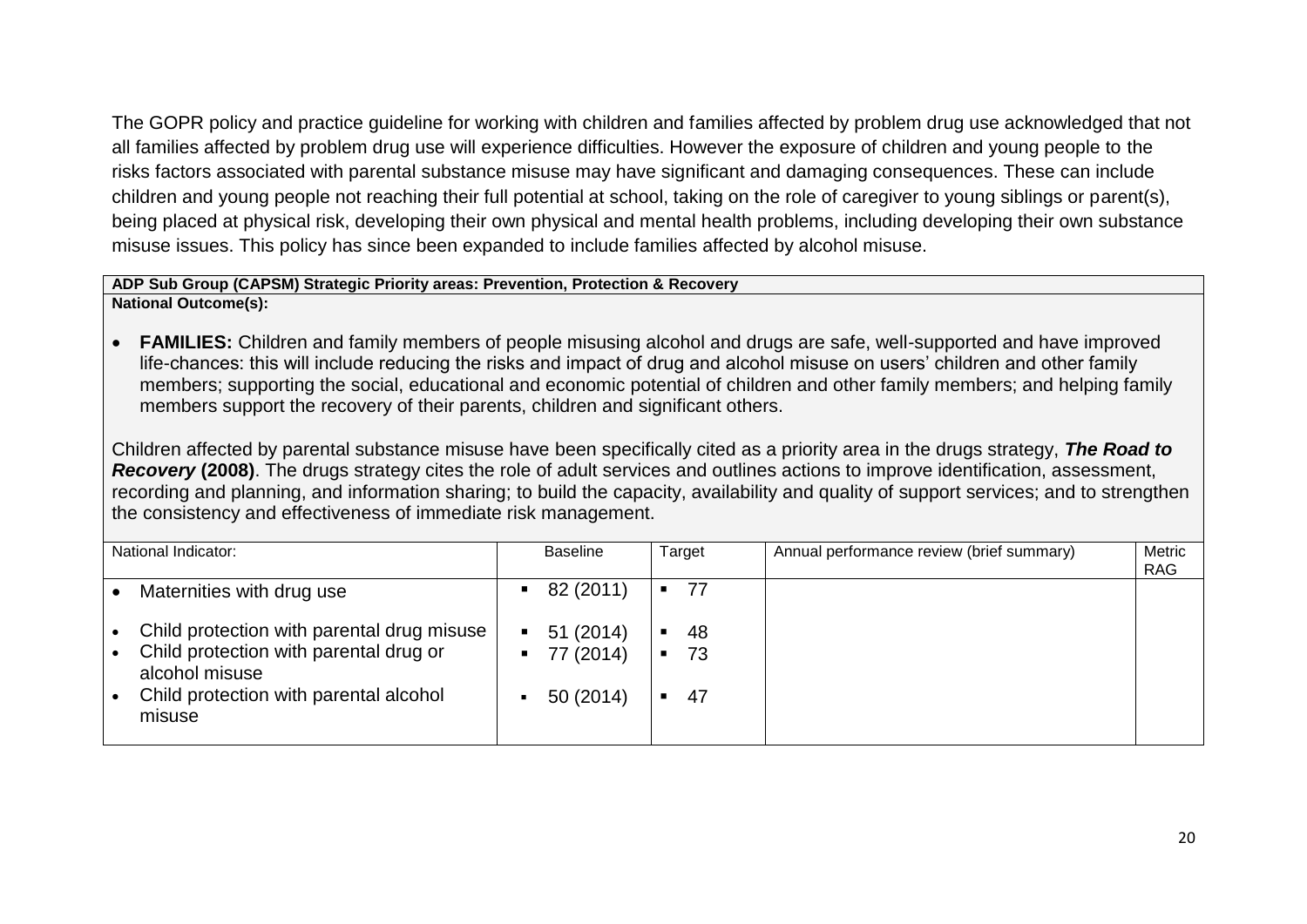The GOPR policy and practice guideline for working with children and families affected by problem drug use acknowledged that not all families affected by problem drug use will experience difficulties. However the exposure of children and young people to the risks factors associated with parental substance misuse may have significant and damaging consequences. These can include children and young people not reaching their full potential at school, taking on the role of caregiver to young siblings or parent(s), being placed at physical risk, developing their own physical and mental health problems, including developing their own substance misuse issues. This policy has since been expanded to include families affected by alcohol misuse.

**ADP Sub Group (CAPSM) Strategic Priority areas: Prevention, Protection & Recovery**

**National Outcome(s):**

- **FAMILIES:** Children and family members of people misusing alcohol and drugs are safe, well-supported and have improved life-chances: this will include reducing the risks and impact of drug and alcohol misuse on users' children and other family members; supporting the social, educational and economic potential of children and other family members; and helping family members support the recovery of their parents, children and significant others.

Children affected by parental substance misuse have been specifically cited as a priority area in the drugs strategy, ***The Road to Recovery*** **(2008)**. The drugs strategy cites the role of adult services and outlines actions to improve identification, assessment, recording and planning, and information sharing; to build the capacity, availability and quality of support services; and to strengthen the consistency and effectiveness of immediate risk management.

| National Indicator: | Baseline | Target | Annual performance review (brief summary) | Metric RAG |
|---|---|---|---|---|
| • Maternities with drug use<br>• Child protection with parental drug misuse<br>• Child protection with parental drug or alcohol misuse<br>• Child protection with parental alcohol misuse | ▪ 82 (2011)<br>▪ 51 (2014)<br>▪ 77 (2014)<br>▪ 50 (2014) | ▪ 77<br>▪ 48<br>▪ 73<br>▪ 47 | | |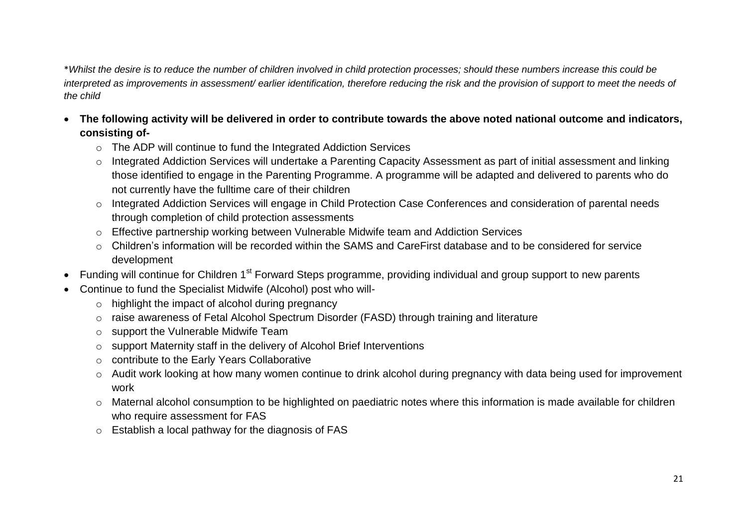*\*Whilst the desire is to reduce the number of children involved in child protection processes; should these numbers increase this could be interpreted as improvements in assessment/ earlier identification, therefore reducing the risk and the provision of support to meet the needs of the child*

- **The following activity will be delivered in order to contribute towards the above noted national outcome and indicators, consisting of-**
  - The ADP will continue to fund the Integrated Addiction Services
  - Integrated Addiction Services will undertake a Parenting Capacity Assessment as part of initial assessment and linking those identified to engage in the Parenting Programme. A programme will be adapted and delivered to parents who do not currently have the fulltime care of their children
  - Integrated Addiction Services will engage in Child Protection Case Conferences and consideration of parental needs through completion of child protection assessments
  - Effective partnership working between Vulnerable Midwife team and Addiction Services
  - Children's information will be recorded within the SAMS and CareFirst database and to be considered for service development
- Funding will continue for Children 1st Forward Steps programme, providing individual and group support to new parents
- Continue to fund the Specialist Midwife (Alcohol) post who will-
  - highlight the impact of alcohol during pregnancy
  - raise awareness of Fetal Alcohol Spectrum Disorder (FASD) through training and literature
  - support the Vulnerable Midwife Team
  - support Maternity staff in the delivery of Alcohol Brief Interventions
  - contribute to the Early Years Collaborative
  - Audit work looking at how many women continue to drink alcohol during pregnancy with data being used for improvement work
  - Maternal alcohol consumption to be highlighted on paediatric notes where this information is made available for children who require assessment for FAS
  - Establish a local pathway for the diagnosis of FAS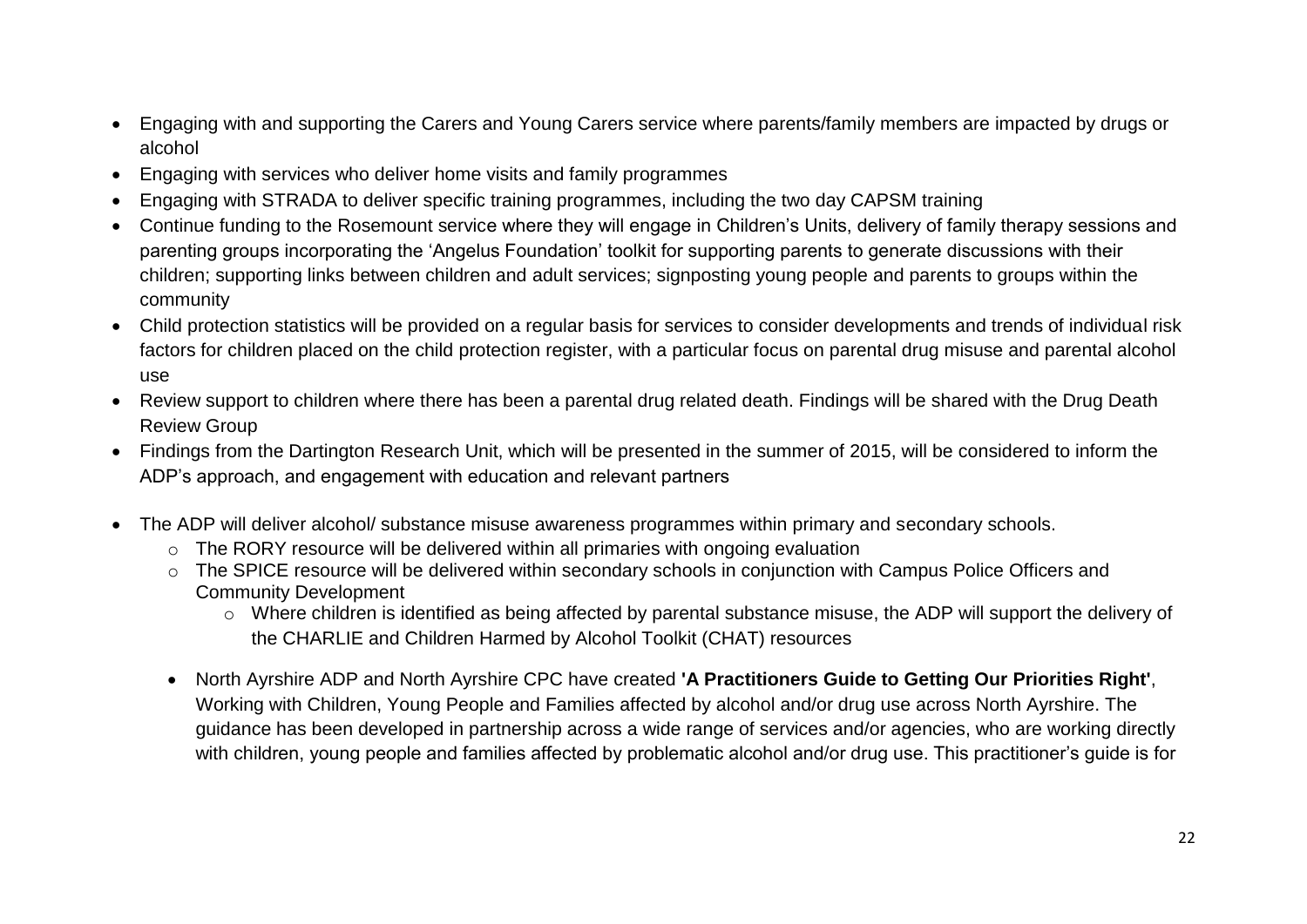- Engaging with and supporting the Carers and Young Carers service where parents/family members are impacted by drugs or alcohol
- Engaging with services who deliver home visits and family programmes
- Engaging with STRADA to deliver specific training programmes, including the two day CAPSM training
- Continue funding to the Rosemount service where they will engage in Children's Units, delivery of family therapy sessions and parenting groups incorporating the 'Angelus Foundation' toolkit for supporting parents to generate discussions with their children; supporting links between children and adult services; signposting young people and parents to groups within the community
- Child protection statistics will be provided on a regular basis for services to consider developments and trends of individual risk factors for children placed on the child protection register, with a particular focus on parental drug misuse and parental alcohol use
- Review support to children where there has been a parental drug related death. Findings will be shared with the Drug Death Review Group
- Findings from the Dartington Research Unit, which will be presented in the summer of 2015, will be considered to inform the ADP's approach, and engagement with education and relevant partners

- The ADP will deliver alcohol/ substance misuse awareness programmes within primary and secondary schools.
  - The RORY resource will be delivered within all primaries with ongoing evaluation
  - The SPICE resource will be delivered within secondary schools in conjunction with Campus Police Officers and Community Development
    - Where children is identified as being affected by parental substance misuse, the ADP will support the delivery of the CHARLIE and Children Harmed by Alcohol Toolkit (CHAT) resources

  - North Ayrshire ADP and North Ayrshire CPC have created **'A Practitioners Guide to Getting Our Priorities Right'**, Working with Children, Young People and Families affected by alcohol and/or drug use across North Ayrshire. The guidance has been developed in partnership across a wide range of services and/or agencies, who are working directly with children, young people and families affected by problematic alcohol and/or drug use. This practitioner's guide is for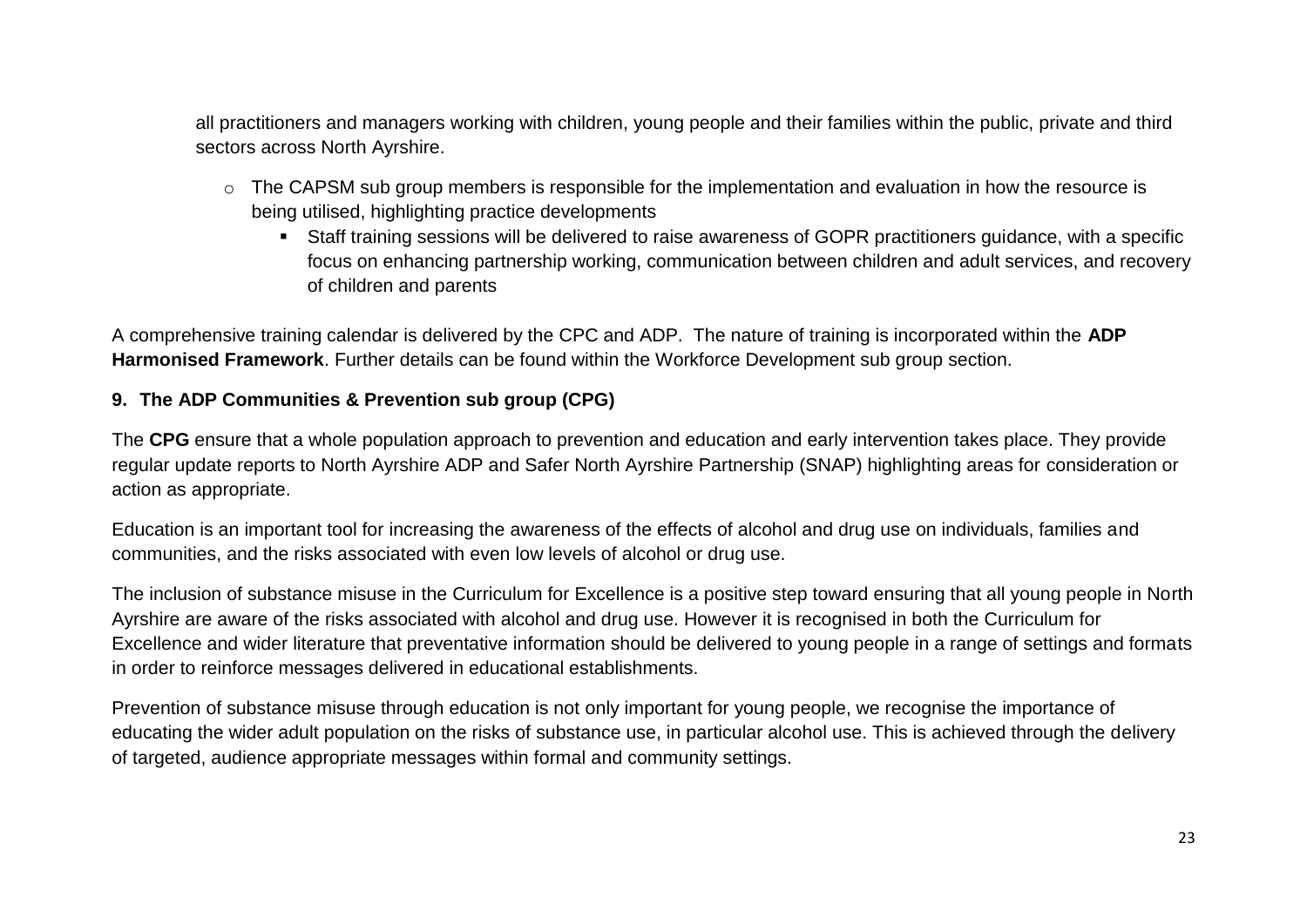all practitioners and managers working with children, young people and their families within the public, private and third sectors across North Ayrshire.

- The CAPSM sub group members is responsible for the implementation and evaluation in how the resource is being utilised, highlighting practice developments
  - Staff training sessions will be delivered to raise awareness of GOPR practitioners guidance, with a specific focus on enhancing partnership working, communication between children and adult services, and recovery of children and parents

A comprehensive training calendar is delivered by the CPC and ADP. The nature of training is incorporated within the **ADP Harmonised Framework**. Further details can be found within the Workforce Development sub group section.

### 9. The ADP Communities & Prevention sub group (CPG)

The **CPG** ensure that a whole population approach to prevention and education and early intervention takes place. They provide regular update reports to North Ayrshire ADP and Safer North Ayrshire Partnership (SNAP) highlighting areas for consideration or action as appropriate.

Education is an important tool for increasing the awareness of the effects of alcohol and drug use on individuals, families and communities, and the risks associated with even low levels of alcohol or drug use.

The inclusion of substance misuse in the Curriculum for Excellence is a positive step toward ensuring that all young people in North Ayrshire are aware of the risks associated with alcohol and drug use. However it is recognised in both the Curriculum for Excellence and wider literature that preventative information should be delivered to young people in a range of settings and formats in order to reinforce messages delivered in educational establishments.

Prevention of substance misuse through education is not only important for young people, we recognise the importance of educating the wider adult population on the risks of substance use, in particular alcohol use. This is achieved through the delivery of targeted, audience appropriate messages within formal and community settings.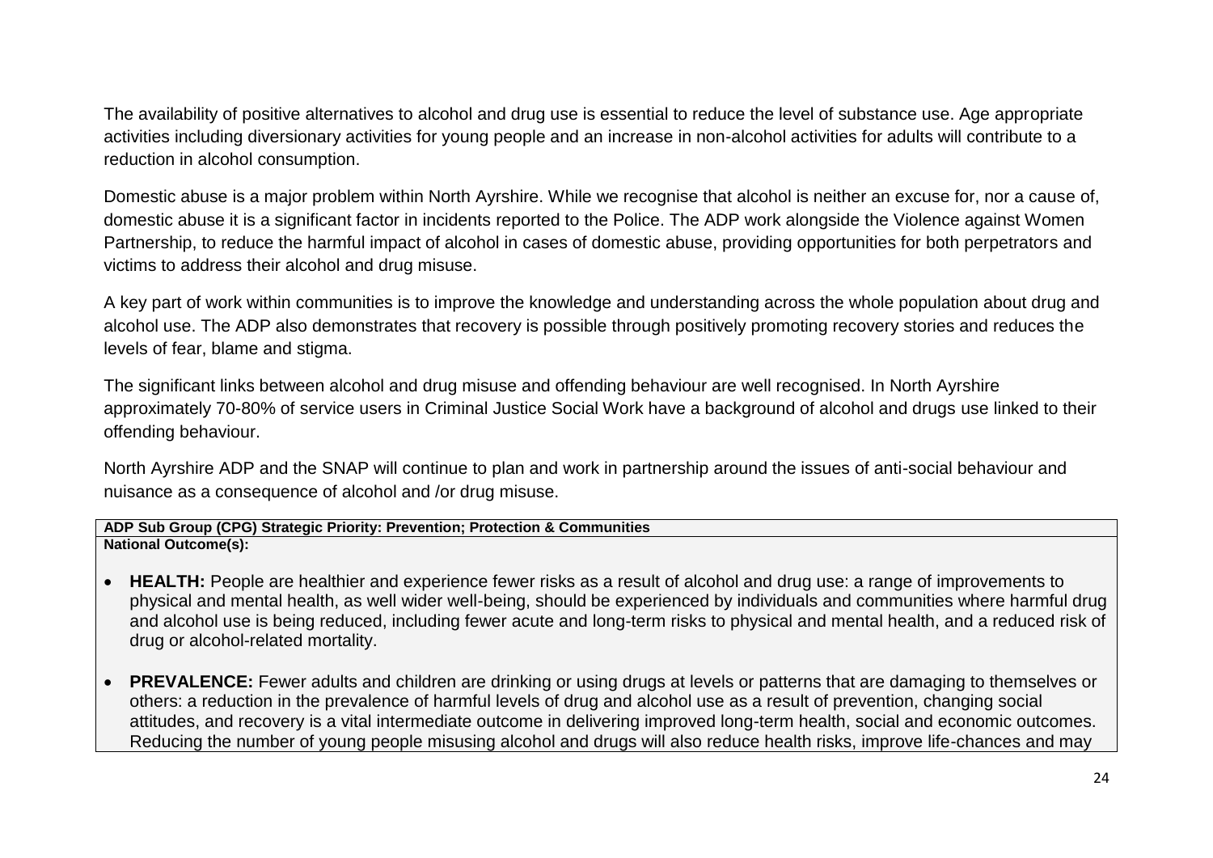The availability of positive alternatives to alcohol and drug use is essential to reduce the level of substance use. Age appropriate activities including diversionary activities for young people and an increase in non-alcohol activities for adults will contribute to a reduction in alcohol consumption.

Domestic abuse is a major problem within North Ayrshire. While we recognise that alcohol is neither an excuse for, nor a cause of, domestic abuse it is a significant factor in incidents reported to the Police. The ADP work alongside the Violence against Women Partnership, to reduce the harmful impact of alcohol in cases of domestic abuse, providing opportunities for both perpetrators and victims to address their alcohol and drug misuse.

A key part of work within communities is to improve the knowledge and understanding across the whole population about drug and alcohol use. The ADP also demonstrates that recovery is possible through positively promoting recovery stories and reduces the levels of fear, blame and stigma.

The significant links between alcohol and drug misuse and offending behaviour are well recognised. In North Ayrshire approximately 70-80% of service users in Criminal Justice Social Work have a background of alcohol and drugs use linked to their offending behaviour.

North Ayrshire ADP and the SNAP will continue to plan and work in partnership around the issues of anti-social behaviour and nuisance as a consequence of alcohol and /or drug misuse.

| **ADP Sub Group (CPG) Strategic Priority: Prevention; Protection & Communities** |
|---|
| **National Outcome(s):**<br><br>• **HEALTH:** People are healthier and experience fewer risks as a result of alcohol and drug use: a range of improvements to physical and mental health, as well wider well-being, should be experienced by individuals and communities where harmful drug and alcohol use is being reduced, including fewer acute and long-term risks to physical and mental health, and a reduced risk of drug or alcohol-related mortality.<br><br>• **PREVALENCE:** Fewer adults and children are drinking or using drugs at levels or patterns that are damaging to themselves or others: a reduction in the prevalence of harmful levels of drug and alcohol use as a result of prevention, changing social attitudes, and recovery is a vital intermediate outcome in delivering improved long-term health, social and economic outcomes. Reducing the number of young people misusing alcohol and drugs will also reduce health risks, improve life-chances and may |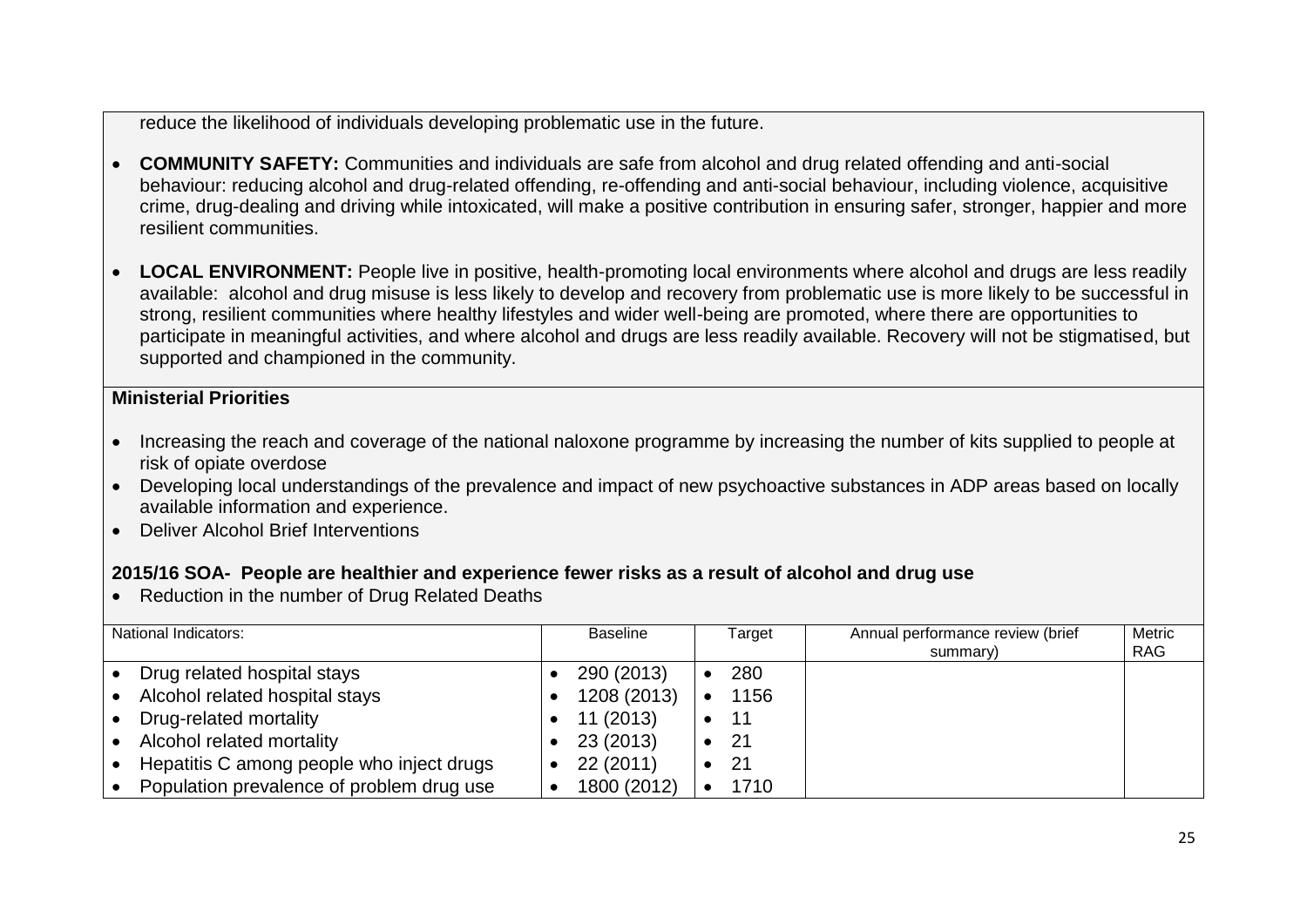reduce the likelihood of individuals developing problematic use in the future.

- **COMMUNITY SAFETY:** Communities and individuals are safe from alcohol and drug related offending and anti-social behaviour: reducing alcohol and drug-related offending, re-offending and anti-social behaviour, including violence, acquisitive crime, drug-dealing and driving while intoxicated, will make a positive contribution in ensuring safer, stronger, happier and more resilient communities.

- **LOCAL ENVIRONMENT:** People live in positive, health-promoting local environments where alcohol and drugs are less readily available: alcohol and drug misuse is less likely to develop and recovery from problematic use is more likely to be successful in strong, resilient communities where healthy lifestyles and wider well-being are promoted, where there are opportunities to participate in meaningful activities, and where alcohol and drugs are less readily available. Recovery will not be stigmatised, but supported and championed in the community.

**Ministerial Priorities**

- Increasing the reach and coverage of the national naloxone programme by increasing the number of kits supplied to people at risk of opiate overdose
- Developing local understandings of the prevalence and impact of new psychoactive substances in ADP areas based on locally available information and experience.
- Deliver Alcohol Brief Interventions

**2015/16 SOA- People are healthier and experience fewer risks as a result of alcohol and drug use**

- Reduction in the number of Drug Related Deaths

| National Indicators: | Baseline | Target | Annual performance review (brief summary) | Metric RAG |
|---|---|---|---|---|
| • Drug related hospital stays | • 290 (2013) | • 280 | | |
| • Alcohol related hospital stays | • 1208 (2013) | • 1156 | | |
| • Drug-related mortality | • 11 (2013) | • 11 | | |
| • Alcohol related mortality | • 23 (2013) | • 21 | | |
| • Hepatitis C among people who inject drugs | • 22 (2011) | • 21 | | |
| • Population prevalence of problem drug use | • 1800 (2012) | • 1710 | | |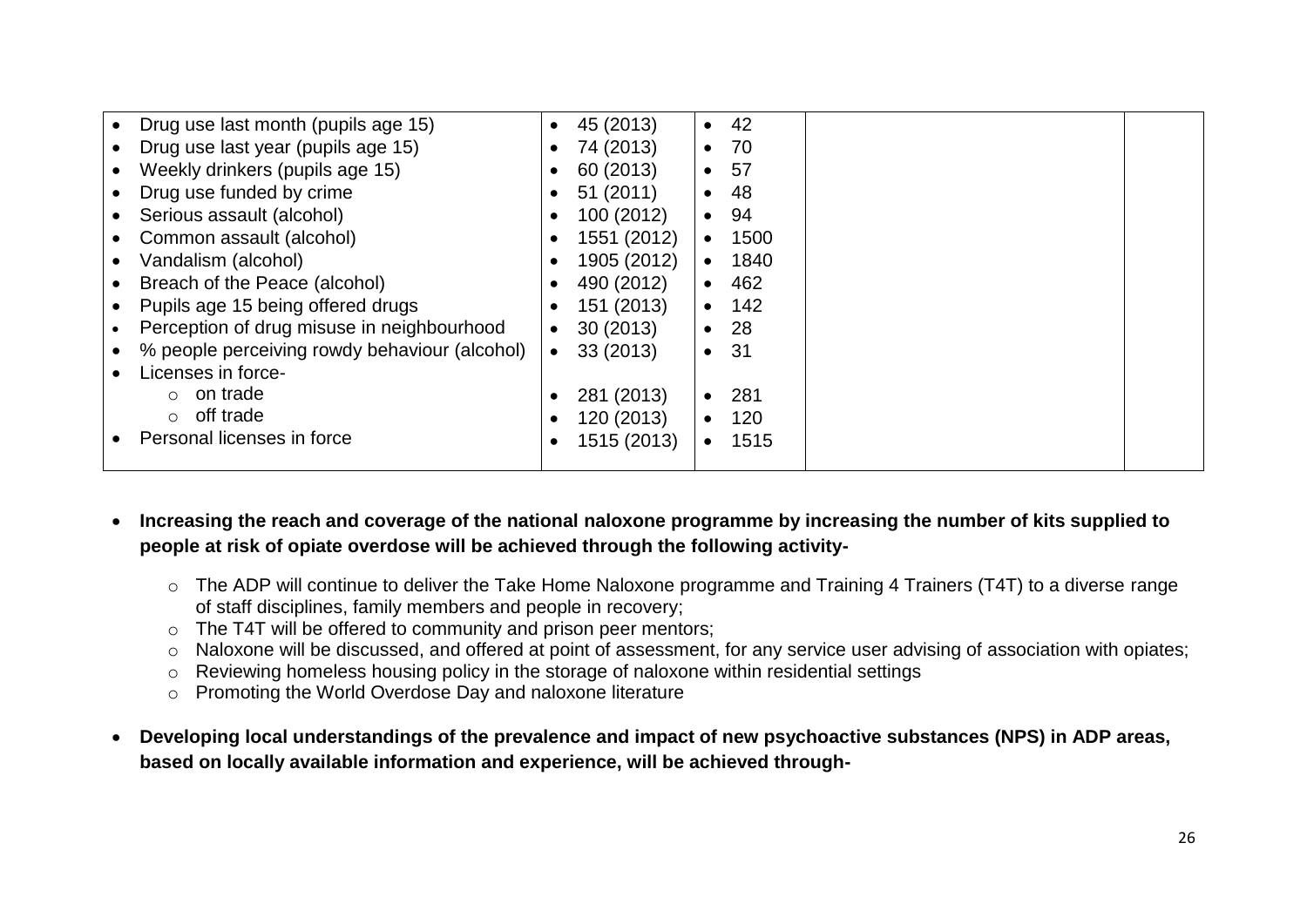| | | | | |
|---|---|---|---|---|
| • Drug use last month (pupils age 15)<br>• Drug use last year (pupils age 15)<br>• Weekly drinkers (pupils age 15)<br>• Drug use funded by crime<br>• Serious assault (alcohol)<br>• Common assault (alcohol)<br>• Vandalism (alcohol)<br>• Breach of the Peace (alcohol)<br>• Pupils age 15 being offered drugs<br>• Perception of drug misuse in neighbourhood<br>• % people perceiving rowdy behaviour (alcohol)<br>• Licenses in force-<br>&nbsp;&nbsp;&nbsp;&nbsp;○ on trade<br>&nbsp;&nbsp;&nbsp;&nbsp;○ off trade<br>• Personal licenses in force | • 45 (2013)<br>• 74 (2013)<br>• 60 (2013)<br>• 51 (2011)<br>• 100 (2012)<br>• 1551 (2012)<br>• 1905 (2012)<br>• 490 (2012)<br>• 151 (2013)<br>• 30 (2013)<br>• 33 (2013)<br><br>• 281 (2013)<br>• 120 (2013)<br>• 1515 (2013) | • 42<br>• 70<br>• 57<br>• 48<br>• 94<br>• 1500<br>• 1840<br>• 462<br>• 142<br>• 28<br>• 31<br><br>• 281<br>• 120<br>• 1515 | | |

- **Increasing the reach and coverage of the national naloxone programme by increasing the number of kits supplied to people at risk of opiate overdose will be achieved through the following activity-**
  - The ADP will continue to deliver the Take Home Naloxone programme and Training 4 Trainers (T4T) to a diverse range of staff disciplines, family members and people in recovery;
  - The T4T will be offered to community and prison peer mentors;
  - Naloxone will be discussed, and offered at point of assessment, for any service user advising of association with opiates;
  - Reviewing homeless housing policy in the storage of naloxone within residential settings
  - Promoting the World Overdose Day and naloxone literature

- **Developing local understandings of the prevalence and impact of new psychoactive substances (NPS) in ADP areas, based on locally available information and experience, will be achieved through-**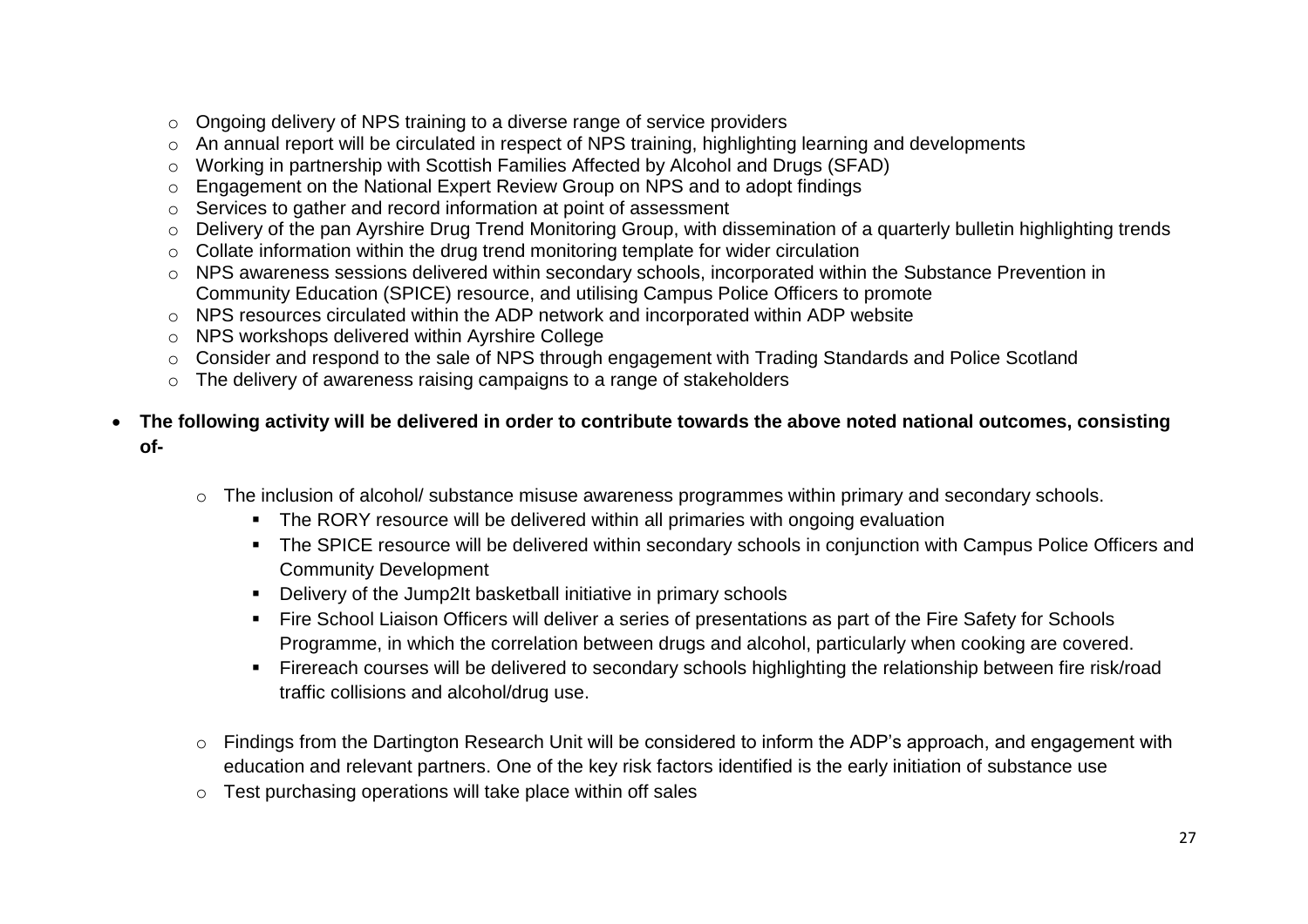- Ongoing delivery of NPS training to a diverse range of service providers
- An annual report will be circulated in respect of NPS training, highlighting learning and developments
- Working in partnership with Scottish Families Affected by Alcohol and Drugs (SFAD)
- Engagement on the National Expert Review Group on NPS and to adopt findings
- Services to gather and record information at point of assessment
- Delivery of the pan Ayrshire Drug Trend Monitoring Group, with dissemination of a quarterly bulletin highlighting trends
- Collate information within the drug trend monitoring template for wider circulation
- NPS awareness sessions delivered within secondary schools, incorporated within the Substance Prevention in Community Education (SPICE) resource, and utilising Campus Police Officers to promote
- NPS resources circulated within the ADP network and incorporated within ADP website
- NPS workshops delivered within Ayrshire College
- Consider and respond to the sale of NPS through engagement with Trading Standards and Police Scotland
- The delivery of awareness raising campaigns to a range of stakeholders

- **The following activity will be delivered in order to contribute towards the above noted national outcomes, consisting of-**

  - The inclusion of alcohol/ substance misuse awareness programmes within primary and secondary schools.
    - The RORY resource will be delivered within all primaries with ongoing evaluation
    - The SPICE resource will be delivered within secondary schools in conjunction with Campus Police Officers and Community Development
    - Delivery of the Jump2It basketball initiative in primary schools
    - Fire School Liaison Officers will deliver a series of presentations as part of the Fire Safety for Schools Programme, in which the correlation between drugs and alcohol, particularly when cooking are covered.
    - Firereach courses will be delivered to secondary schools highlighting the relationship between fire risk/road traffic collisions and alcohol/drug use.

  - Findings from the Dartington Research Unit will be considered to inform the ADP's approach, and engagement with education and relevant partners. One of the key risk factors identified is the early initiation of substance use
  - Test purchasing operations will take place within off sales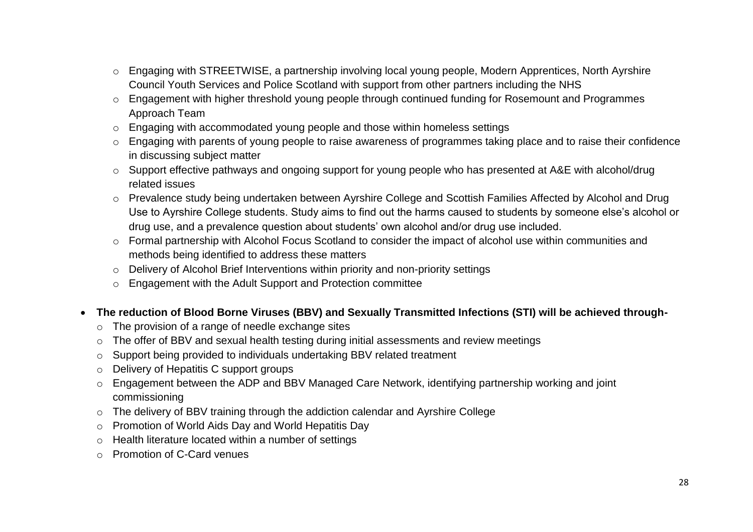- Engaging with STREETWISE, a partnership involving local young people, Modern Apprentices, North Ayrshire Council Youth Services and Police Scotland with support from other partners including the NHS
  - Engagement with higher threshold young people through continued funding for Rosemount and Programmes Approach Team
  - Engaging with accommodated young people and those within homeless settings
  - Engaging with parents of young people to raise awareness of programmes taking place and to raise their confidence in discussing subject matter
  - Support effective pathways and ongoing support for young people who has presented at A&E with alcohol/drug related issues
  - Prevalence study being undertaken between Ayrshire College and Scottish Families Affected by Alcohol and Drug Use to Ayrshire College students. Study aims to find out the harms caused to students by someone else's alcohol or drug use, and a prevalence question about students' own alcohol and/or drug use included.
  - Formal partnership with Alcohol Focus Scotland to consider the impact of alcohol use within communities and methods being identified to address these matters
  - Delivery of Alcohol Brief Interventions within priority and non-priority settings
  - Engagement with the Adult Support and Protection committee

- **The reduction of Blood Borne Viruses (BBV) and Sexually Transmitted Infections (STI) will be achieved through-**
  - The provision of a range of needle exchange sites
  - The offer of BBV and sexual health testing during initial assessments and review meetings
  - Support being provided to individuals undertaking BBV related treatment
  - Delivery of Hepatitis C support groups
  - Engagement between the ADP and BBV Managed Care Network, identifying partnership working and joint commissioning
  - The delivery of BBV training through the addiction calendar and Ayrshire College
  - Promotion of World Aids Day and World Hepatitis Day
  - Health literature located within a number of settings
  - Promotion of C-Card venues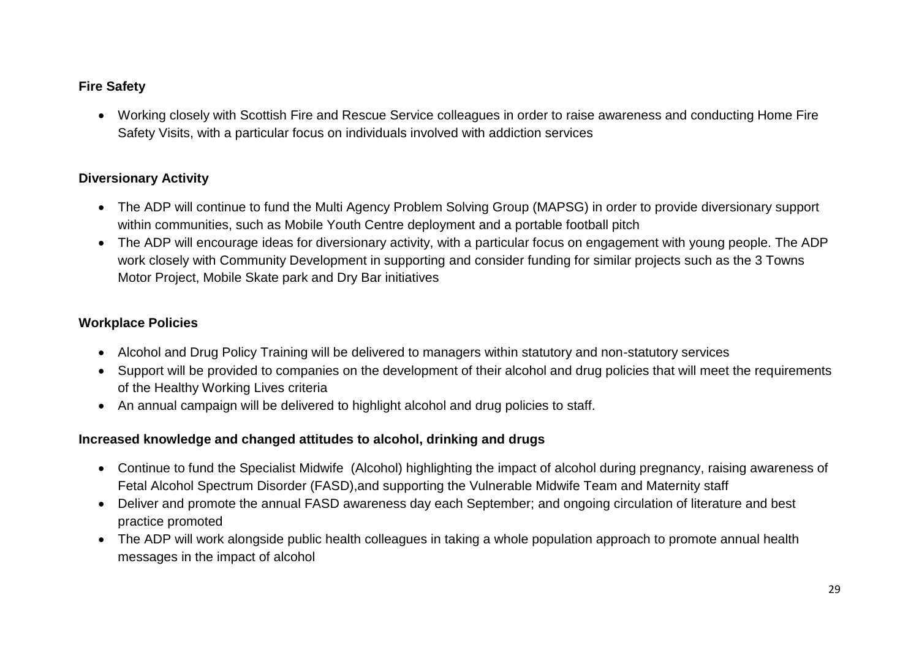**Fire Safety**

- Working closely with Scottish Fire and Rescue Service colleagues in order to raise awareness and conducting Home Fire Safety Visits, with a particular focus on individuals involved with addiction services

**Diversionary Activity**

- The ADP will continue to fund the Multi Agency Problem Solving Group (MAPSG) in order to provide diversionary support within communities, such as Mobile Youth Centre deployment and a portable football pitch
- The ADP will encourage ideas for diversionary activity, with a particular focus on engagement with young people. The ADP work closely with Community Development in supporting and consider funding for similar projects such as the 3 Towns Motor Project, Mobile Skate park and Dry Bar initiatives

**Workplace Policies**

- Alcohol and Drug Policy Training will be delivered to managers within statutory and non-statutory services
- Support will be provided to companies on the development of their alcohol and drug policies that will meet the requirements of the Healthy Working Lives criteria
- An annual campaign will be delivered to highlight alcohol and drug policies to staff.

**Increased knowledge and changed attitudes to alcohol, drinking and drugs**

- Continue to fund the Specialist Midwife (Alcohol) highlighting the impact of alcohol during pregnancy, raising awareness of Fetal Alcohol Spectrum Disorder (FASD),and supporting the Vulnerable Midwife Team and Maternity staff
- Deliver and promote the annual FASD awareness day each September; and ongoing circulation of literature and best practice promoted
- The ADP will work alongside public health colleagues in taking a whole population approach to promote annual health messages in the impact of alcohol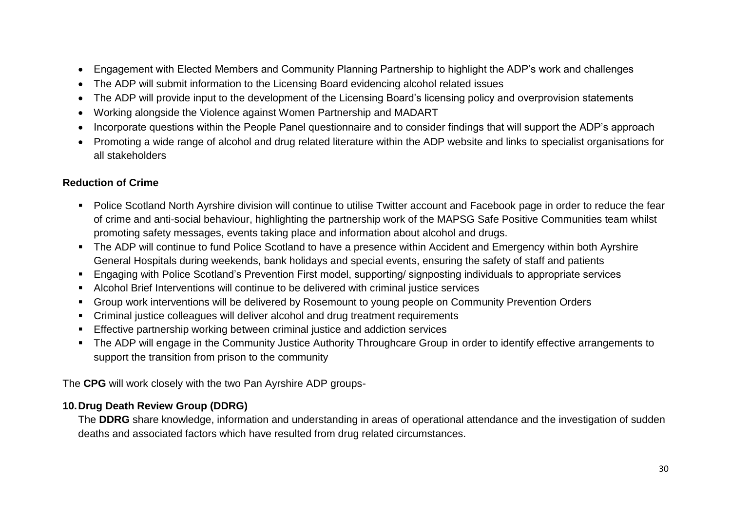- Engagement with Elected Members and Community Planning Partnership to highlight the ADP's work and challenges
- The ADP will submit information to the Licensing Board evidencing alcohol related issues
- The ADP will provide input to the development of the Licensing Board's licensing policy and overprovision statements
- Working alongside the Violence against Women Partnership and MADART
- Incorporate questions within the People Panel questionnaire and to consider findings that will support the ADP's approach
- Promoting a wide range of alcohol and drug related literature within the ADP website and links to specialist organisations for all stakeholders

**Reduction of Crime**

- Police Scotland North Ayrshire division will continue to utilise Twitter account and Facebook page in order to reduce the fear of crime and anti-social behaviour, highlighting the partnership work of the MAPSG Safe Positive Communities team whilst promoting safety messages, events taking place and information about alcohol and drugs.
- The ADP will continue to fund Police Scotland to have a presence within Accident and Emergency within both Ayrshire General Hospitals during weekends, bank holidays and special events, ensuring the safety of staff and patients
- Engaging with Police Scotland's Prevention First model, supporting/ signposting individuals to appropriate services
- Alcohol Brief Interventions will continue to be delivered with criminal justice services
- Group work interventions will be delivered by Rosemount to young people on Community Prevention Orders
- Criminal justice colleagues will deliver alcohol and drug treatment requirements
- Effective partnership working between criminal justice and addiction services
- The ADP will engage in the Community Justice Authority Throughcare Group in order to identify effective arrangements to support the transition from prison to the community

The **CPG** will work closely with the two Pan Ayrshire ADP groups-

**10. Drug Death Review Group (DDRG)**

The **DDRG** share knowledge, information and understanding in areas of operational attendance and the investigation of sudden deaths and associated factors which have resulted from drug related circumstances.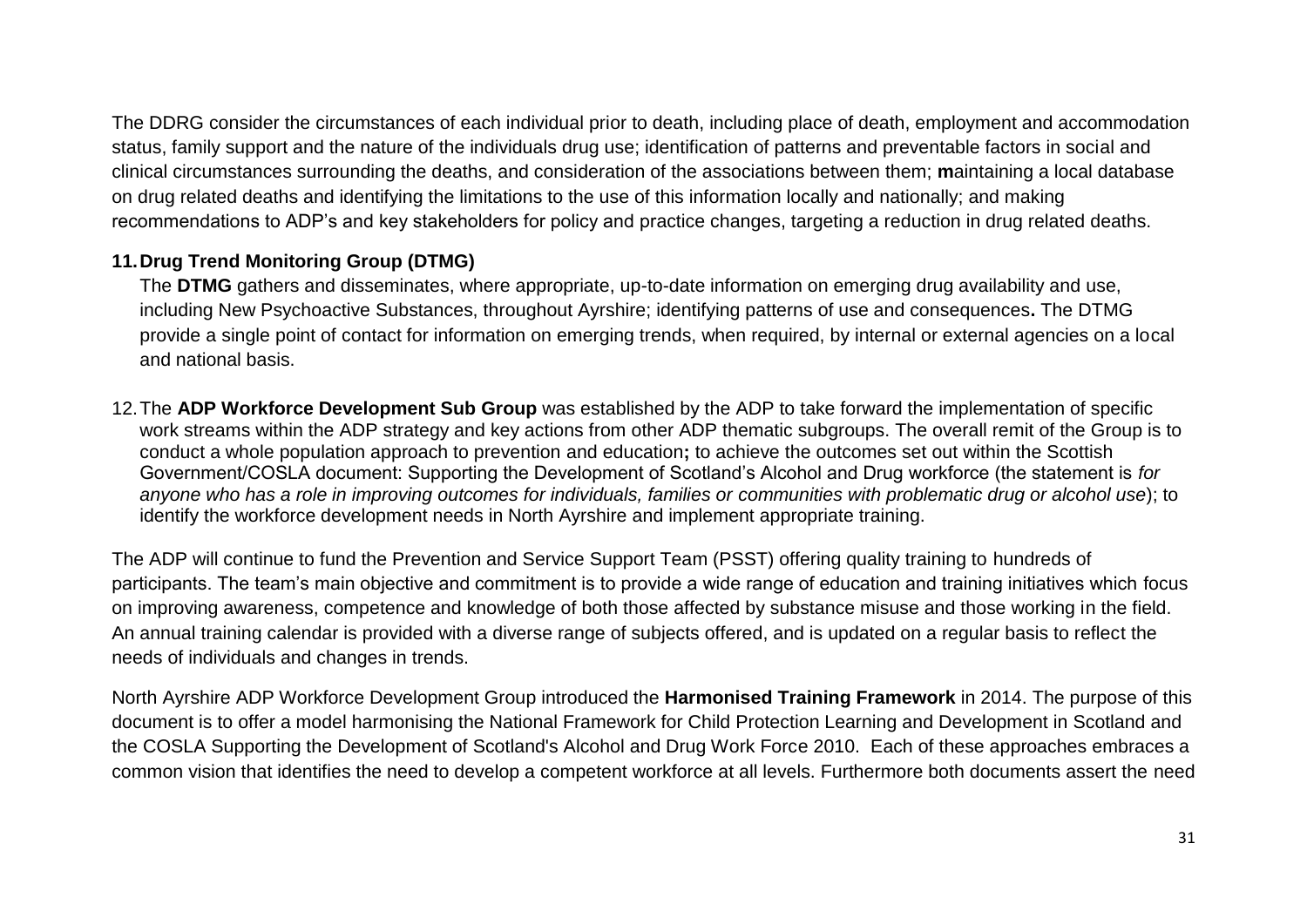The DDRG consider the circumstances of each individual prior to death, including place of death, employment and accommodation status, family support and the nature of the individuals drug use; identification of patterns and preventable factors in social and clinical circumstances surrounding the deaths, and consideration of the associations between them; **m**aintaining a local database on drug related deaths and identifying the limitations to the use of this information locally and nationally; and making recommendations to ADP's and key stakeholders for policy and practice changes, targeting a reduction in drug related deaths.

**11. Drug Trend Monitoring Group (DTMG)**

The **DTMG** gathers and disseminates, where appropriate, up-to-date information on emerging drug availability and use, including New Psychoactive Substances, throughout Ayrshire; identifying patterns of use and consequences**.** The DTMG provide a single point of contact for information on emerging trends, when required, by internal or external agencies on a local and national basis.

12. The **ADP Workforce Development Sub Group** was established by the ADP to take forward the implementation of specific work streams within the ADP strategy and key actions from other ADP thematic subgroups. The overall remit of the Group is to conduct a whole population approach to prevention and education**;** to achieve the outcomes set out within the Scottish Government/COSLA document: Supporting the Development of Scotland's Alcohol and Drug workforce (the statement is *for anyone who has a role in improving outcomes for individuals, families or communities with problematic drug or alcohol use*); to identify the workforce development needs in North Ayrshire and implement appropriate training.

The ADP will continue to fund the Prevention and Service Support Team (PSST) offering quality training to hundreds of participants. The team's main objective and commitment is to provide a wide range of education and training initiatives which focus on improving awareness, competence and knowledge of both those affected by substance misuse and those working in the field. An annual training calendar is provided with a diverse range of subjects offered, and is updated on a regular basis to reflect the needs of individuals and changes in trends.

North Ayrshire ADP Workforce Development Group introduced the **Harmonised Training Framework** in 2014. The purpose of this document is to offer a model harmonising the National Framework for Child Protection Learning and Development in Scotland and the COSLA Supporting the Development of Scotland's Alcohol and Drug Work Force 2010. Each of these approaches embraces a common vision that identifies the need to develop a competent workforce at all levels. Furthermore both documents assert the need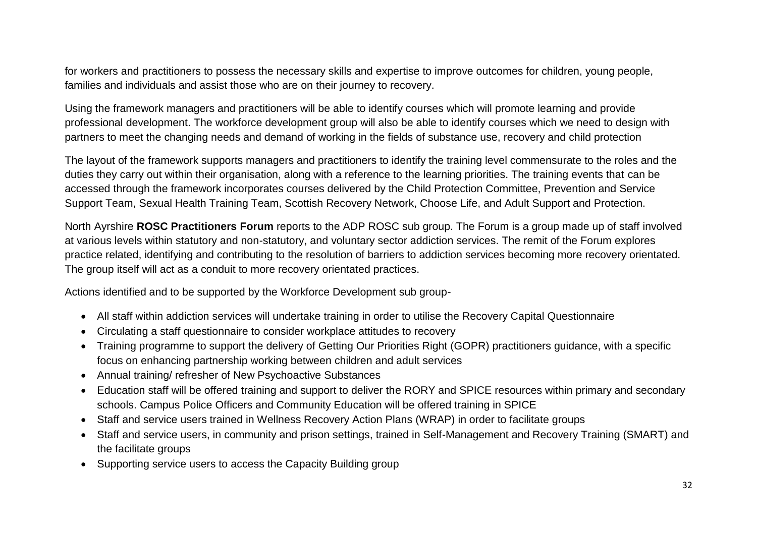for workers and practitioners to possess the necessary skills and expertise to improve outcomes for children, young people, families and individuals and assist those who are on their journey to recovery.

Using the framework managers and practitioners will be able to identify courses which will promote learning and provide professional development. The workforce development group will also be able to identify courses which we need to design with partners to meet the changing needs and demand of working in the fields of substance use, recovery and child protection

The layout of the framework supports managers and practitioners to identify the training level commensurate to the roles and the duties they carry out within their organisation, along with a reference to the learning priorities. The training events that can be accessed through the framework incorporates courses delivered by the Child Protection Committee, Prevention and Service Support Team, Sexual Health Training Team, Scottish Recovery Network, Choose Life, and Adult Support and Protection.

North Ayrshire **ROSC Practitioners Forum** reports to the ADP ROSC sub group. The Forum is a group made up of staff involved at various levels within statutory and non-statutory, and voluntary sector addiction services. The remit of the Forum explores practice related, identifying and contributing to the resolution of barriers to addiction services becoming more recovery orientated. The group itself will act as a conduit to more recovery orientated practices.

Actions identified and to be supported by the Workforce Development sub group-

- All staff within addiction services will undertake training in order to utilise the Recovery Capital Questionnaire
- Circulating a staff questionnaire to consider workplace attitudes to recovery
- Training programme to support the delivery of Getting Our Priorities Right (GOPR) practitioners guidance, with a specific focus on enhancing partnership working between children and adult services
- Annual training/ refresher of New Psychoactive Substances
- Education staff will be offered training and support to deliver the RORY and SPICE resources within primary and secondary schools. Campus Police Officers and Community Education will be offered training in SPICE
- Staff and service users trained in Wellness Recovery Action Plans (WRAP) in order to facilitate groups
- Staff and service users, in community and prison settings, trained in Self-Management and Recovery Training (SMART) and the facilitate groups
- Supporting service users to access the Capacity Building group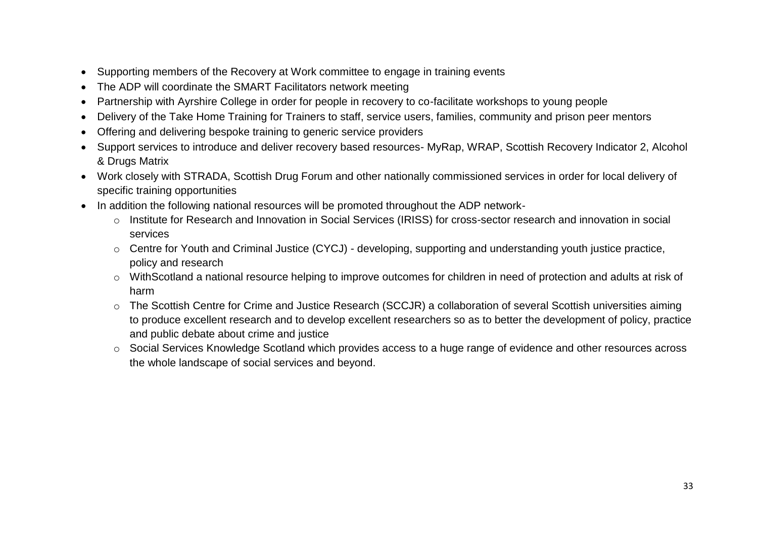- Supporting members of the Recovery at Work committee to engage in training events
- The ADP will coordinate the SMART Facilitators network meeting
- Partnership with Ayrshire College in order for people in recovery to co-facilitate workshops to young people
- Delivery of the Take Home Training for Trainers to staff, service users, families, community and prison peer mentors
- Offering and delivering bespoke training to generic service providers
- Support services to introduce and deliver recovery based resources- MyRap, WRAP, Scottish Recovery Indicator 2, Alcohol & Drugs Matrix
- Work closely with STRADA, Scottish Drug Forum and other nationally commissioned services in order for local delivery of specific training opportunities
- In addition the following national resources will be promoted throughout the ADP network-
    - Institute for Research and Innovation in Social Services (IRISS) for cross-sector research and innovation in social services
    - Centre for Youth and Criminal Justice (CYCJ) - developing, supporting and understanding youth justice practice, policy and research
    - WithScotland a national resource helping to improve outcomes for children in need of protection and adults at risk of harm
    - The Scottish Centre for Crime and Justice Research (SCCJR) a collaboration of several Scottish universities aiming to produce excellent research and to develop excellent researchers so as to better the development of policy, practice and public debate about crime and justice
    - Social Services Knowledge Scotland which provides access to a huge range of evidence and other resources across the whole landscape of social services and beyond.